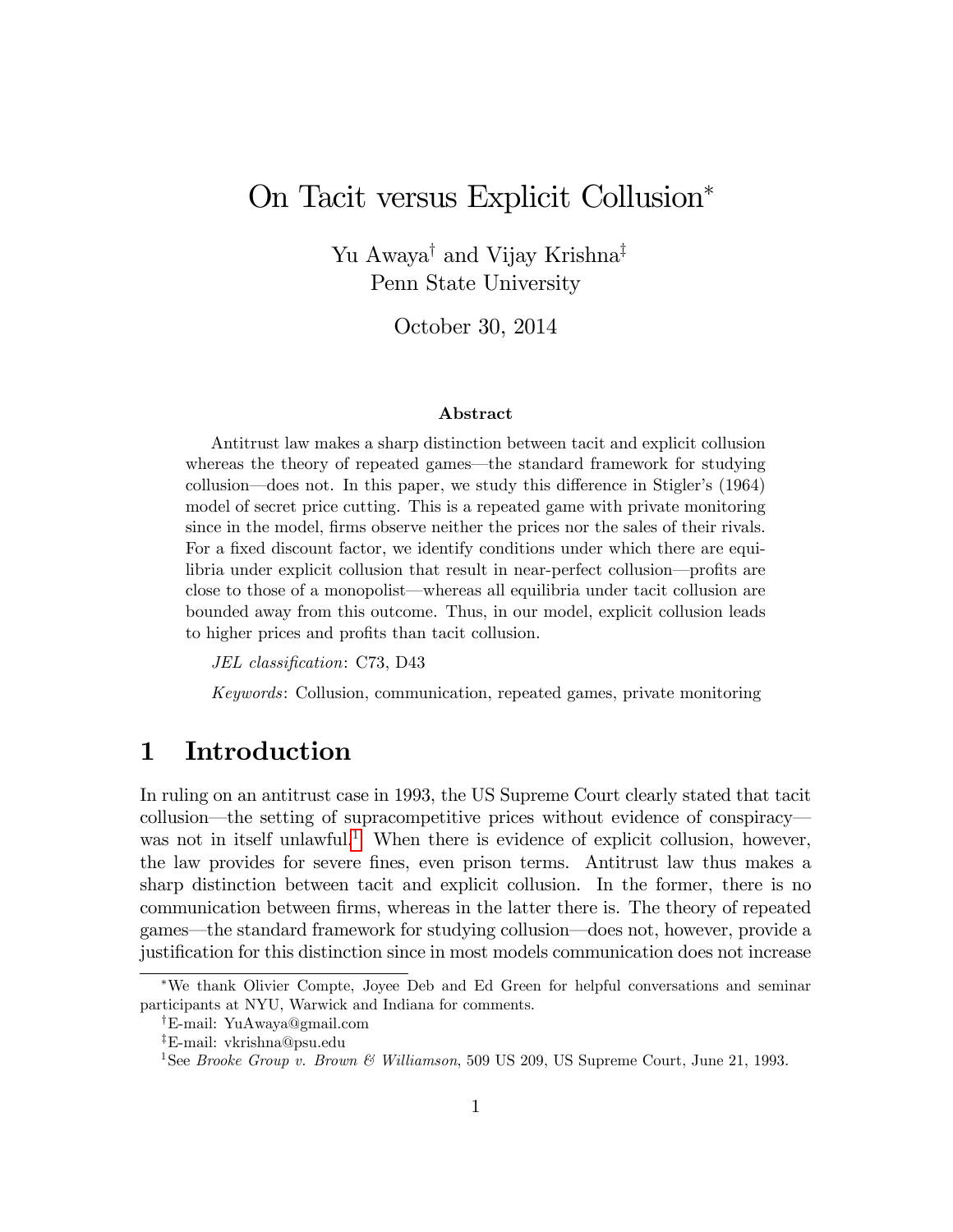# On Tacit versus Explicit Collusion*

Yu Awaya[†] and Vijay Krishna[‡]
Penn State University

October 30, 2014

### Abstract

Antitrust law makes a sharp distinction between tacit and explicit collusion whereas the theory of repeated games—the standard framework for studying collusion—does not. In this paper, we study this difference in Stigler's (1964) model of secret price cutting. This is a repeated game with private monitoring since in the model, firms observe neither the prices nor the sales of their rivals. For a fixed discount factor, we identify conditions under which there are equilibria under explicit collusion that result in near-perfect collusion—profits are close to those of a monopolist—whereas all equilibria under tacit collusion are bounded away from this outcome. Thus, in our model, explicit collusion leads to higher prices and profits than tacit collusion.

*JEL classification*: C73, D43

*Keywords*: Collusion, communication, repeated games, private monitoring

## 1 Introduction

In ruling on an antitrust case in 1993, the US Supreme Court clearly stated that tacit collusion—the setting of supracompetitive prices without evidence of conspiracy—was not in itself unlawful.[1] When there is evidence of explicit collusion, however, the law provides for severe fines, even prison terms. Antitrust law thus makes a sharp distinction between tacit and explicit collusion. In the former, there is no communication between firms, whereas in the latter there is. The theory of repeated games—the standard framework for studying collusion—does not, however, provide a justification for this distinction since in most models communication does not increase

*We thank Olivier Compte, Joyee Deb and Ed Green for helpful conversations and seminar participants at NYU, Warwick and Indiana for comments.

†E-mail: YuAwaya@gmail.com

‡E-mail: vkrishna@psu.edu

[1] See *Brooke Group v. Brown & Williamson*, 509 US 209, US Supreme Court, June 21, 1993.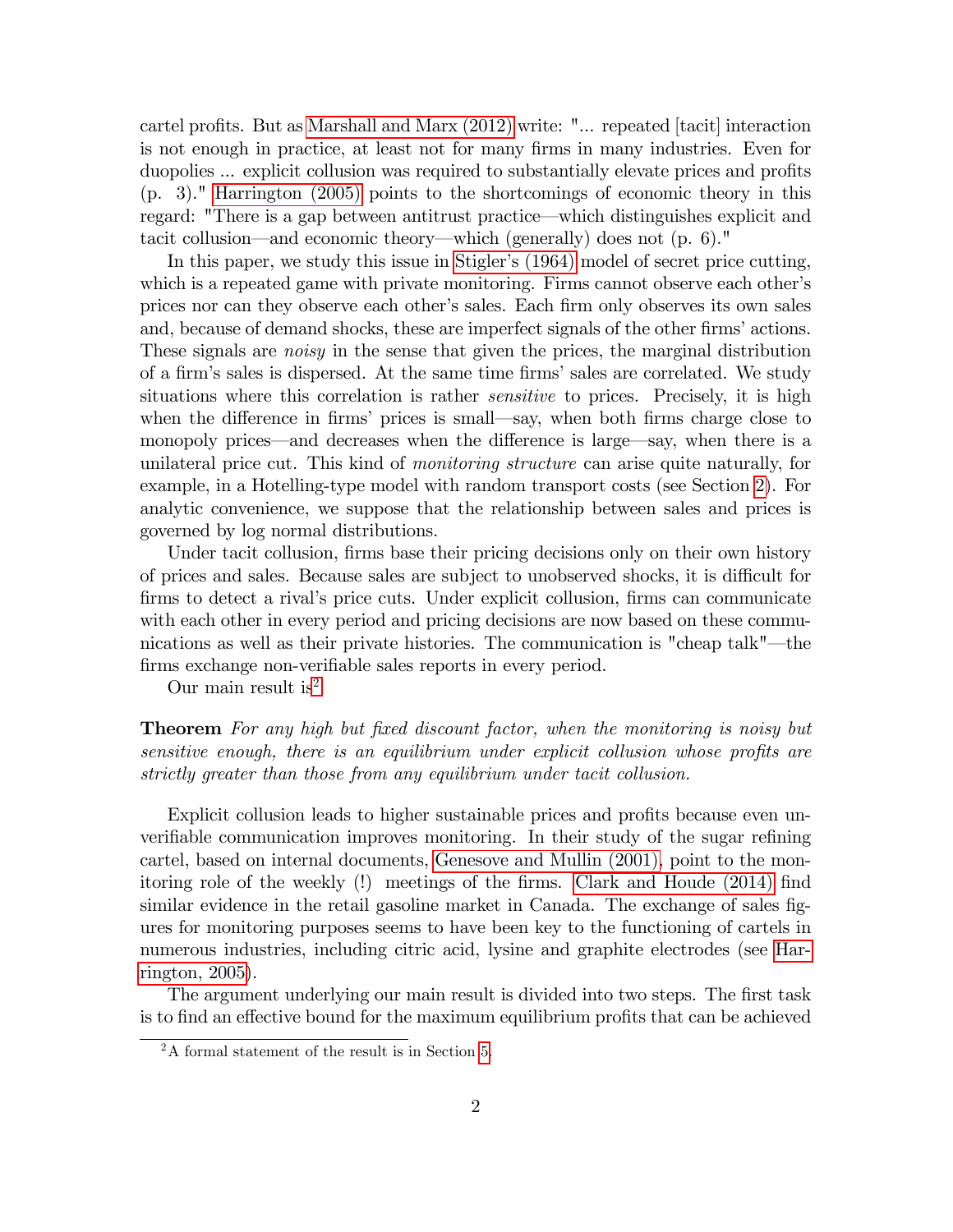cartel profits. But as Marshall and Marx (2012) write: "... repeated [tacit] interaction is not enough in practice, at least not for many firms in many industries. Even for duopolies ... explicit collusion was required to substantially elevate prices and profits (p. 3)." Harrington (2005) points to the shortcomings of economic theory in this regard: "There is a gap between antitrust practice—which distinguishes explicit and tacit collusion—and economic theory—which (generally) does not (p. 6)."

In this paper, we study this issue in Stigler's (1964) model of secret price cutting, which is a repeated game with private monitoring. Firms cannot observe each other's prices nor can they observe each other's sales. Each firm only observes its own sales and, because of demand shocks, these are imperfect signals of the other firms' actions. These signals are *noisy* in the sense that given the prices, the marginal distribution of a firm's sales is dispersed. At the same time firms' sales are correlated. We study situations where this correlation is rather *sensitive* to prices. Precisely, it is high when the difference in firms' prices is small—say, when both firms charge close to monopoly prices—and decreases when the difference is large—say, when there is a unilateral price cut. This kind of *monitoring structure* can arise quite naturally, for example, in a Hotelling-type model with random transport costs (see Section 2). For analytic convenience, we suppose that the relationship between sales and prices is governed by log normal distributions.

Under tacit collusion, firms base their pricing decisions only on their own history of prices and sales. Because sales are subject to unobserved shocks, it is difficult for firms to detect a rival's price cuts. Under explicit collusion, firms can communicate with each other in every period and pricing decisions are now based on these communications as well as their private histories. The communication is "cheap talk"—the firms exchange non-verifiable sales reports in every period.

Our main result is[2]

**Theorem** *For any high but fixed discount factor, when the monitoring is noisy but sensitive enough, there is an equilibrium under explicit collusion whose profits are strictly greater than those from any equilibrium under tacit collusion.*

Explicit collusion leads to higher sustainable prices and profits because even unverifiable communication improves monitoring. In their study of the sugar refining cartel, based on internal documents, Genesove and Mullin (2001), point to the monitoring role of the weekly (!) meetings of the firms. Clark and Houde (2014) find similar evidence in the retail gasoline market in Canada. The exchange of sales figures for monitoring purposes seems to have been key to the functioning of cartels in numerous industries, including citric acid, lysine and graphite electrodes (see Harrington, 2005).

The argument underlying our main result is divided into two steps. The first task is to find an effective bound for the maximum equilibrium profits that can be achieved

[2] A formal statement of the result is in Section 5.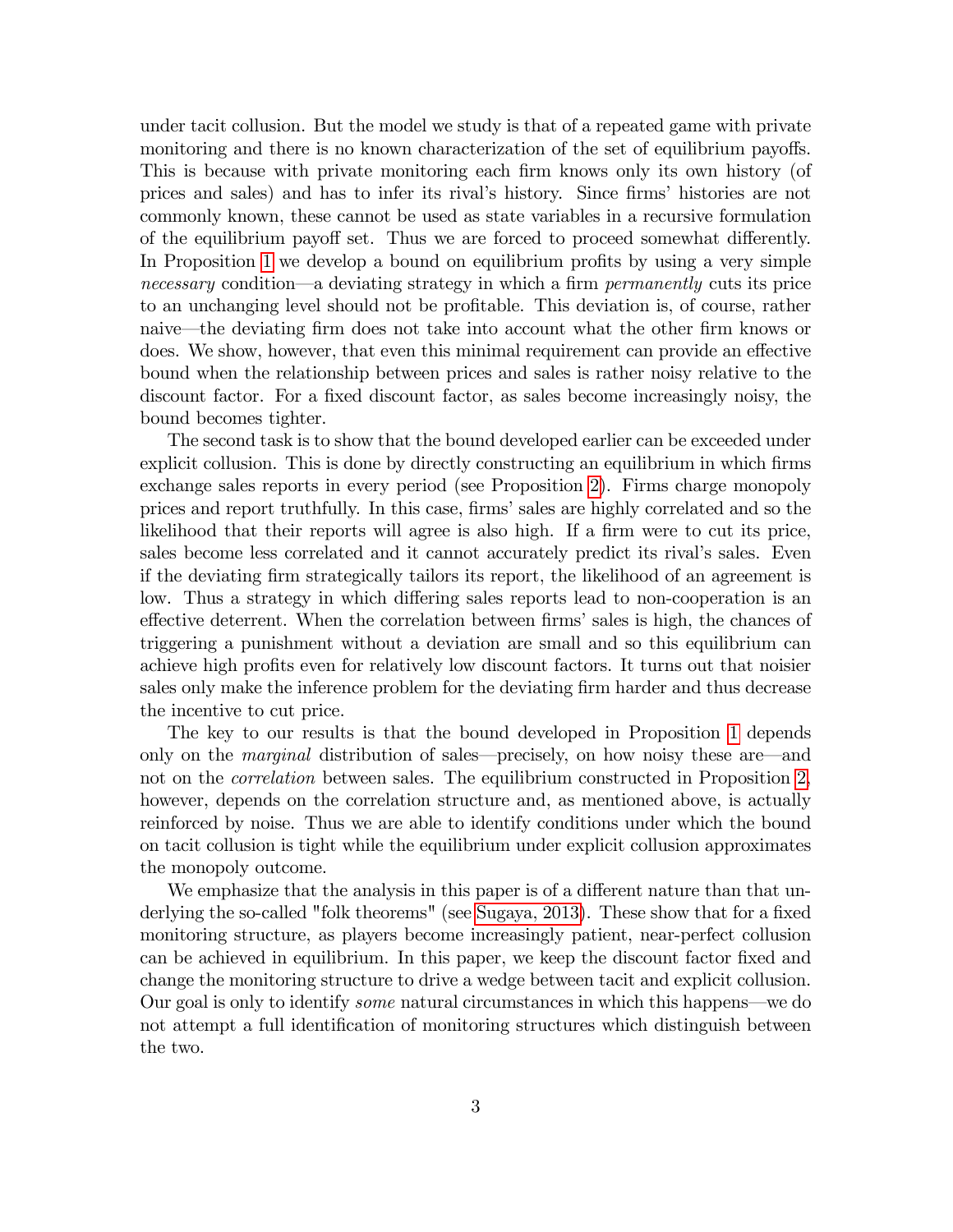under tacit collusion. But the model we study is that of a repeated game with private monitoring and there is no known characterization of the set of equilibrium payoffs. This is because with private monitoring each firm knows only its own history (of prices and sales) and has to infer its rival's history. Since firms' histories are not commonly known, these cannot be used as state variables in a recursive formulation of the equilibrium payoff set. Thus we are forced to proceed somewhat differently. In Proposition 1 we develop a bound on equilibrium profits by using a very simple *necessary* condition—a deviating strategy in which a firm *permanently* cuts its price to an unchanging level should not be profitable. This deviation is, of course, rather naive—the deviating firm does not take into account what the other firm knows or does. We show, however, that even this minimal requirement can provide an effective bound when the relationship between prices and sales is rather noisy relative to the discount factor. For a fixed discount factor, as sales become increasingly noisy, the bound becomes tighter.

The second task is to show that the bound developed earlier can be exceeded under explicit collusion. This is done by directly constructing an equilibrium in which firms exchange sales reports in every period (see Proposition 2). Firms charge monopoly prices and report truthfully. In this case, firms' sales are highly correlated and so the likelihood that their reports will agree is also high. If a firm were to cut its price, sales become less correlated and it cannot accurately predict its rival's sales. Even if the deviating firm strategically tailors its report, the likelihood of an agreement is low. Thus a strategy in which differing sales reports lead to non-cooperation is an effective deterrent. When the correlation between firms' sales is high, the chances of triggering a punishment without a deviation are small and so this equilibrium can achieve high profits even for relatively low discount factors. It turns out that noisier sales only make the inference problem for the deviating firm harder and thus decrease the incentive to cut price.

The key to our results is that the bound developed in Proposition 1 depends only on the *marginal* distribution of sales—precisely, on how noisy these are—and not on the *correlation* between sales. The equilibrium constructed in Proposition 2, however, depends on the correlation structure and, as mentioned above, is actually reinforced by noise. Thus we are able to identify conditions under which the bound on tacit collusion is tight while the equilibrium under explicit collusion approximates the monopoly outcome.

We emphasize that the analysis in this paper is of a different nature than that underlying the so-called "folk theorems" (see Sugaya, 2013). These show that for a fixed monitoring structure, as players become increasingly patient, near-perfect collusion can be achieved in equilibrium. In this paper, we keep the discount factor fixed and change the monitoring structure to drive a wedge between tacit and explicit collusion. Our goal is only to identify *some* natural circumstances in which this happens—we do not attempt a full identification of monitoring structures which distinguish between the two.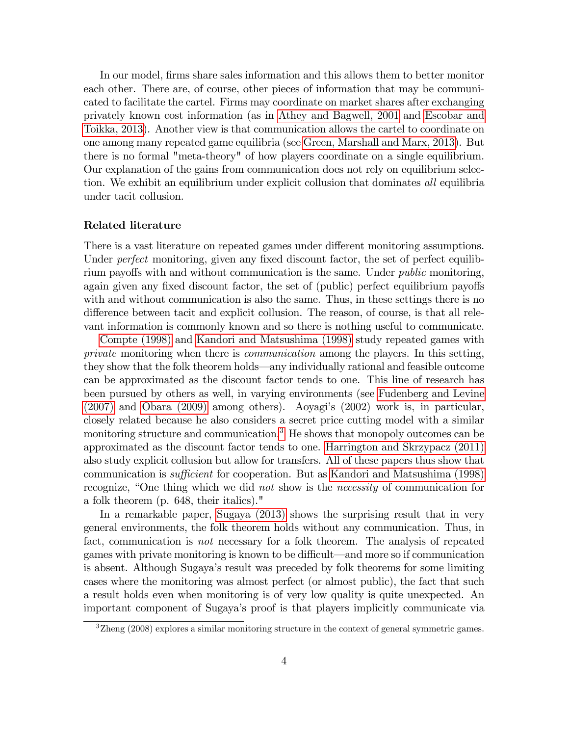In our model, firms share sales information and this allows them to better monitor each other. There are, of course, other pieces of information that may be communicated to facilitate the cartel. Firms may coordinate on market shares after exchanging privately known cost information (as in Athey and Bagwell, 2001 and Escobar and Toikka, 2013). Another view is that communication allows the cartel to coordinate on one among many repeated game equilibria (see Green, Marshall and Marx, 2013). But there is no formal "meta-theory" of how players coordinate on a single equilibrium. Our explanation of the gains from communication does not rely on equilibrium selection. We exhibit an equilibrium under explicit collusion that dominates *all* equilibria under tacit collusion.

**Related literature**

There is a vast literature on repeated games under different monitoring assumptions. Under *perfect* monitoring, given any fixed discount factor, the set of perfect equilibrium payoffs with and without communication is the same. Under *public* monitoring, again given any fixed discount factor, the set of (public) perfect equilibrium payoffs with and without communication is also the same. Thus, in these settings there is no difference between tacit and explicit collusion. The reason, of course, is that all relevant information is commonly known and so there is nothing useful to communicate.

Compte (1998) and Kandori and Matsushima (1998) study repeated games with *private* monitoring when there is *communication* among the players. In this setting, they show that the folk theorem holds—any individually rational and feasible outcome can be approximated as the discount factor tends to one. This line of research has been pursued by others as well, in varying environments (see Fudenberg and Levine (2007) and Obara (2009) among others). Aoyagi's (2002) work is, in particular, closely related because he also considers a secret price cutting model with a similar monitoring structure and communication.[3] He shows that monopoly outcomes can be approximated as the discount factor tends to one. Harrington and Skrzypacz (2011) also study explicit collusion but allow for transfers. All of these papers thus show that communication is *sufficient* for cooperation. But as Kandori and Matsushima (1998) recognize, "One thing which we did *not* show is the *necessity* of communication for a folk theorem (p. 648, their italics)."

In a remarkable paper, Sugaya (2013) shows the surprising result that in very general environments, the folk theorem holds without any communication. Thus, in fact, communication is *not* necessary for a folk theorem. The analysis of repeated games with private monitoring is known to be difficult—and more so if communication is absent. Although Sugaya's result was preceded by folk theorems for some limiting cases where the monitoring was almost perfect (or almost public), the fact that such a result holds even when monitoring is of very low quality is quite unexpected. An important component of Sugaya's proof is that players implicitly communicate via

[3] Zheng (2008) explores a similar monitoring structure in the context of general symmetric games.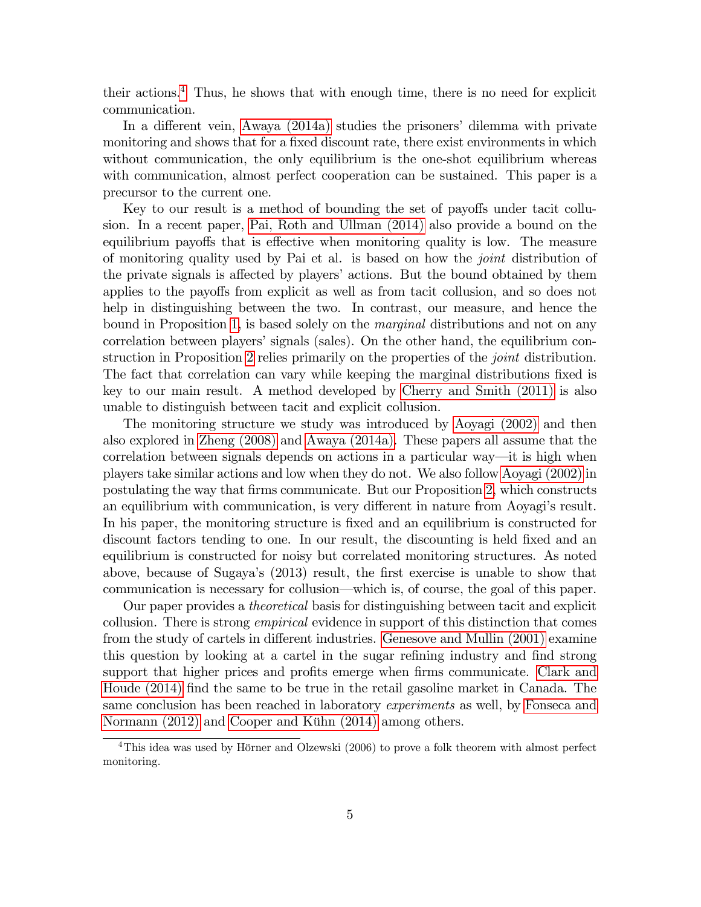their actions.[4] Thus, he shows that with enough time, there is no need for explicit communication.

In a different vein, Awaya (2014a) studies the prisoners' dilemma with private monitoring and shows that for a fixed discount rate, there exist environments in which without communication, the only equilibrium is the one-shot equilibrium whereas with communication, almost perfect cooperation can be sustained. This paper is a precursor to the current one.

Key to our result is a method of bounding the set of payoffs under tacit collusion. In a recent paper, Pai, Roth and Ullman (2014) also provide a bound on the equilibrium payoffs that is effective when monitoring quality is low. The measure of monitoring quality used by Pai et al. is based on how the *joint* distribution of the private signals is affected by players' actions. But the bound obtained by them applies to the payoffs from explicit as well as from tacit collusion, and so does not help in distinguishing between the two. In contrast, our measure, and hence the bound in Proposition 1, is based solely on the *marginal* distributions and not on any correlation between players' signals (sales). On the other hand, the equilibrium construction in Proposition 2 relies primarily on the properties of the *joint* distribution. The fact that correlation can vary while keeping the marginal distributions fixed is key to our main result. A method developed by Cherry and Smith (2011) is also unable to distinguish between tacit and explicit collusion.

The monitoring structure we study was introduced by Aoyagi (2002) and then also explored in Zheng (2008) and Awaya (2014a). These papers all assume that the correlation between signals depends on actions in a particular way—it is high when players take similar actions and low when they do not. We also follow Aoyagi (2002) in postulating the way that firms communicate. But our Proposition 2, which constructs an equilibrium with communication, is very different in nature from Aoyagi's result. In his paper, the monitoring structure is fixed and an equilibrium is constructed for discount factors tending to one. In our result, the discounting is held fixed and an equilibrium is constructed for noisy but correlated monitoring structures. As noted above, because of Sugaya's (2013) result, the first exercise is unable to show that communication is necessary for collusion—which is, of course, the goal of this paper.

Our paper provides a *theoretical* basis for distinguishing between tacit and explicit collusion. There is strong *empirical* evidence in support of this distinction that comes from the study of cartels in different industries. Genesove and Mullin (2001) examine this question by looking at a cartel in the sugar refining industry and find strong support that higher prices and profits emerge when firms communicate. Clark and Houde (2014) find the same to be true in the retail gasoline market in Canada. The same conclusion has been reached in laboratory *experiments* as well, by Fonseca and Normann (2012) and Cooper and Kühn (2014) among others.

[4] This idea was used by Hörner and Olzewski (2006) to prove a folk theorem with almost perfect monitoring.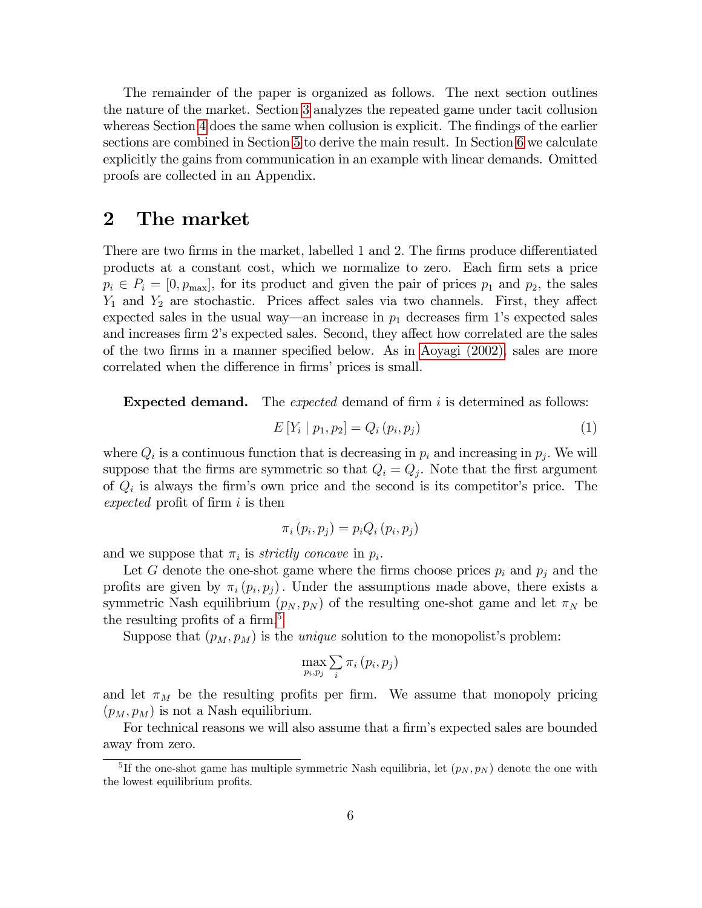The remainder of the paper is organized as follows. The next section outlines the nature of the market. Section 3 analyzes the repeated game under tacit collusion whereas Section 4 does the same when collusion is explicit. The findings of the earlier sections are combined in Section 5 to derive the main result. In Section 6 we calculate explicitly the gains from communication in an example with linear demands. Omitted proofs are collected in an Appendix.

## 2 The market

There are two firms in the market, labelled 1 and 2. The firms produce differentiated products at a constant cost, which we normalize to zero. Each firm sets a price $p_i \in P_i = [0, p_{\max}]$, for its product and given the pair of prices $p_1$ and $p_2$, the sales $Y_1$ and $Y_2$ are stochastic. Prices affect sales via two channels. First, they affect expected sales in the usual way—an increase in $p_1$ decreases firm 1's expected sales and increases firm 2's expected sales. Second, they affect how correlated are the sales of the two firms in a manner specified below. As in Aoyagi (2002), sales are more correlated when the difference in firms' prices is small.

**Expected demand.** The *expected* demand of firm $i$ is determined as follows:

$$E[Y_i \mid p_1, p_2] = Q_i(p_i, p_j) \tag{1}$$

where $Q_i$ is a continuous function that is decreasing in $p_i$ and increasing in $p_j$. We will suppose that the firms are symmetric so that $Q_i = Q_j$. Note that the first argument of $Q_i$ is always the firm's own price and the second is its competitor's price. The *expected* profit of firm $i$ is then

$$\pi_i(p_i, p_j) = p_i Q_i(p_i, p_j)$$

and we suppose that $\pi_i$ is *strictly concave* in $p_i$.

Let $G$ denote the one-shot game where the firms choose prices $p_i$ and $p_j$ and the profits are given by $\pi_i(p_i, p_j)$. Under the assumptions made above, there exists a symmetric Nash equilibrium $(p_N, p_N)$ of the resulting one-shot game and let $\pi_N$ be the resulting profits of a firm.[5]

Suppose that $(p_M, p_M)$ is the *unique* solution to the monopolist's problem:

$$\max_{p_i, p_j} \sum_i \pi_i(p_i, p_j)$$

and let $\pi_M$ be the resulting profits per firm. We assume that monopoly pricing $(p_M, p_M)$ is not a Nash equilibrium.

For technical reasons we will also assume that a firm's expected sales are bounded away from zero.

[5] If the one-shot game has multiple symmetric Nash equilibria, let $(p_N, p_N)$ denote the one with the lowest equilibrium profits.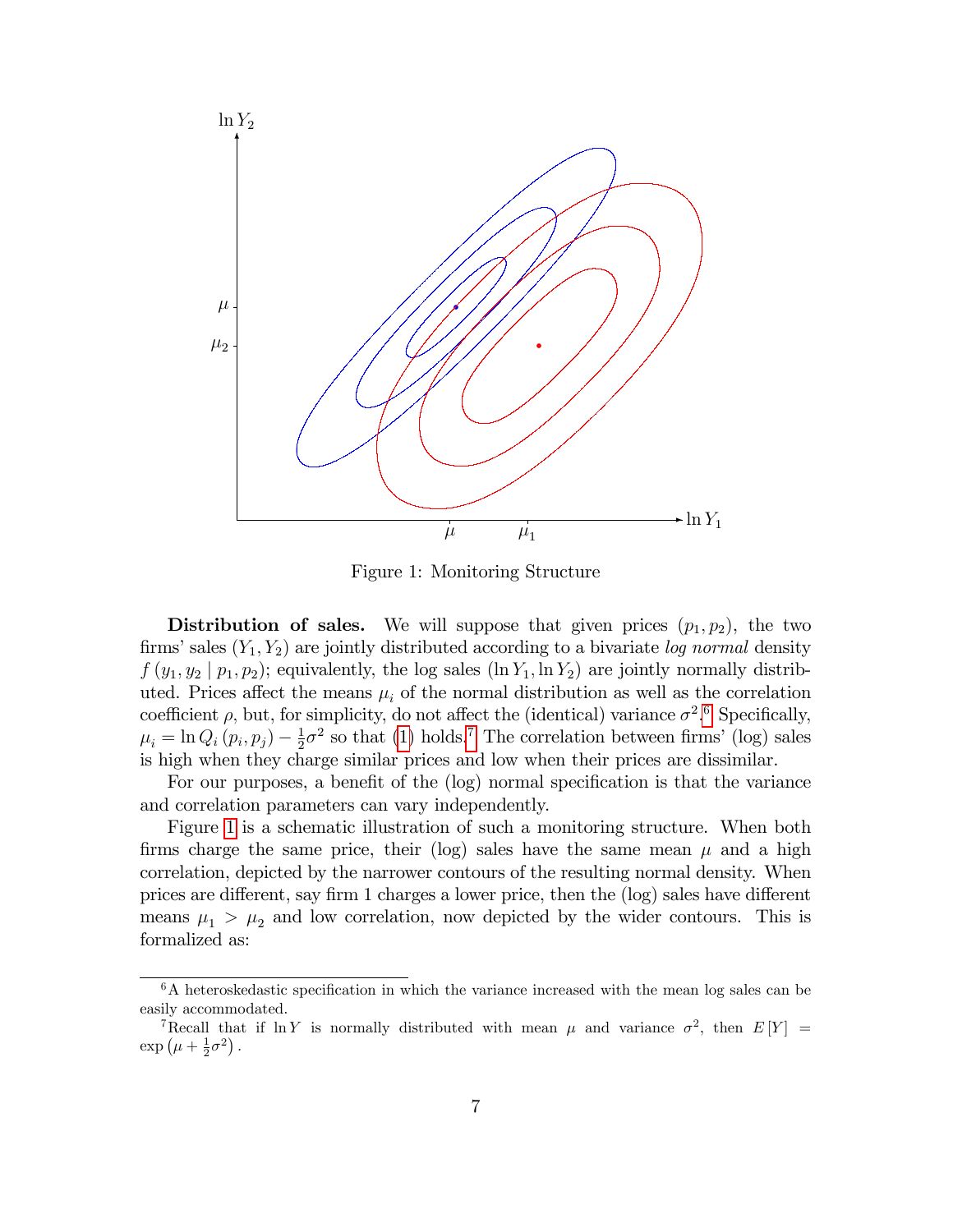Figure 1: Monitoring Structure

**Distribution of sales.** We will suppose that given prices $(p_1, p_2)$, the two firms' sales $(Y_1, Y_2)$ are jointly distributed according to a bivariate *log normal* density $f(y_1, y_2 \mid p_1, p_2)$; equivalently, the log sales $(\ln Y_1, \ln Y_2)$ are jointly normally distributed. Prices affect the means $\mu_i$ of the normal distribution as well as the correlation coefficient $\rho$, but, for simplicity, do not affect the (identical) variance $\sigma^2$.[6] Specifically, $\mu_i = \ln Q_i(p_i, p_j) - \frac{1}{2}\sigma^2$ so that (1) holds.[7] The correlation between firms' (log) sales is high when they charge similar prices and low when their prices are dissimilar.

For our purposes, a benefit of the (log) normal specification is that the variance and correlation parameters can vary independently.

Figure 1 is a schematic illustration of such a monitoring structure. When both firms charge the same price, their (log) sales have the same mean $\mu$ and a high correlation, depicted by the narrower contours of the resulting normal density. When prices are different, say firm 1 charges a lower price, then the (log) sales have different means $\mu_1 > \mu_2$ and low correlation, now depicted by the wider contours. This is formalized as:

---

[6] A heteroskedastic specification in which the variance increased with the mean log sales can be easily accommodated.

[7] Recall that if $\ln Y$ is normally distributed with mean $\mu$ and variance $\sigma^2$, then $E[Y] = \exp\left(\mu + \frac{1}{2}\sigma^2\right)$.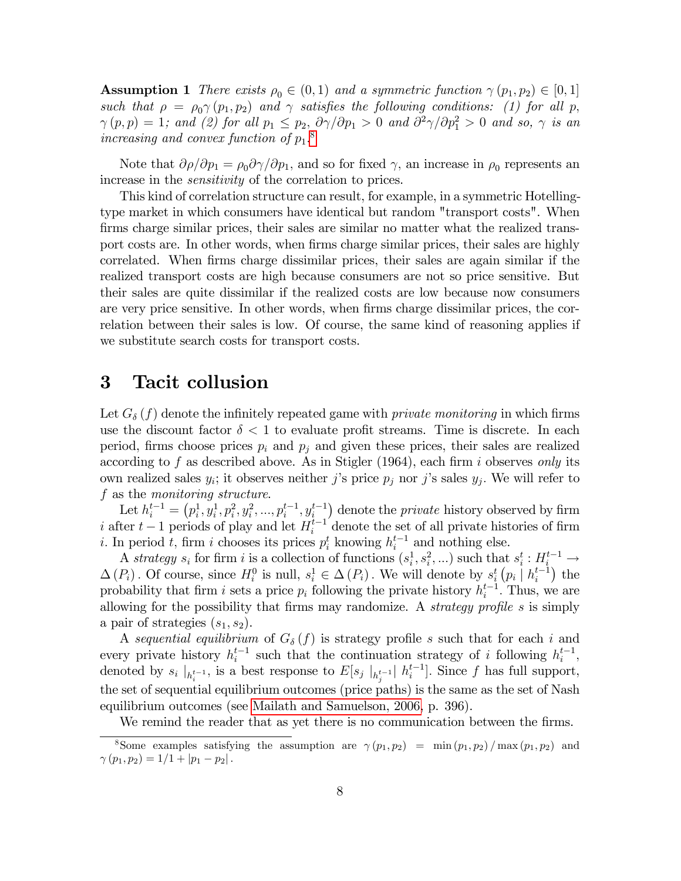**Assumption 1** *There exists $\rho_0 \in (0,1)$ and a symmetric function $\gamma(p_1, p_2) \in [0,1]$ such that $\rho = \rho_0 \gamma(p_1, p_2)$ and $\gamma$ satisfies the following conditions: (1) for all $p$, $\gamma(p,p) = 1$; and (2) for all $p_1 \le p_2$, $\partial\gamma/\partial p_1 > 0$ and $\partial^2\gamma/\partial p_1^2 > 0$ and so, $\gamma$ is an increasing and convex function of $p_1$.*[8]

Note that $\partial\rho/\partial p_1 = \rho_0 \partial\gamma/\partial p_1$, and so for fixed $\gamma$, an increase in $\rho_0$ represents an increase in the *sensitivity* of the correlation to prices.

This kind of correlation structure can result, for example, in a symmetric Hotelling-type market in which consumers have identical but random "transport costs". When firms charge similar prices, their sales are similar no matter what the realized transport costs are. In other words, when firms charge similar prices, their sales are highly correlated. When firms charge dissimilar prices, their sales are again similar if the realized transport costs are high because consumers are not so price sensitive. But their sales are quite dissimilar if the realized costs are low because now consumers are very price sensitive. In other words, when firms charge dissimilar prices, the correlation between their sales is low. Of course, the same kind of reasoning applies if we substitute search costs for transport costs.

# 3 Tacit collusion

Let $G_\delta(f)$ denote the infinitely repeated game with *private monitoring* in which firms use the discount factor $\delta < 1$ to evaluate profit streams. Time is discrete. In each period, firms choose prices $p_i$ and $p_j$ and given these prices, their sales are realized according to $f$ as described above. As in Stigler (1964), each firm $i$ observes *only* its own realized sales $y_i$; it observes neither $j$'s price $p_j$ nor $j$'s sales $y_j$. We will refer to $f$ as the *monitoring structure*.

Let $h_i^{t-1} = \left(p_i^1, y_i^1, p_i^2, y_i^2, ..., p_i^{t-1}, y_i^{t-1}\right)$ denote the *private* history observed by firm $i$ after $t-1$ periods of play and let $H_i^{t-1}$ denote the set of all private histories of firm $i$. In period $t$, firm $i$ chooses its prices $p_i^t$ knowing $h_i^{t-1}$ and nothing else.

A *strategy* $s_i$ for firm $i$ is a collection of functions $(s_i^1, s_i^2, ...)$ such that $s_i^t : H_i^{t-1} \to \Delta(P_i)$. Of course, since $H_i^0$ is null, $s_i^1 \in \Delta(P_i)$. We will denote by $s_i^t\left(p_i \mid h_i^{t-1}\right)$ the probability that firm $i$ sets a price $p_i$ following the private history $h_i^{t-1}$. Thus, we are allowing for the possibility that firms may randomize. A *strategy profile* $s$ is simply a pair of strategies $(s_1, s_2)$.

A *sequential equilibrium* of $G_\delta(f)$ is strategy profile $s$ such that for each $i$ and every private history $h_i^{t-1}$ such that the continuation strategy of $i$ following $h_i^{t-1}$, denoted by $s_i \mid_{h_i^{t-1}}$, is a best response to $E[s_j \mid_{h_j^{t-1}} \mid h_i^{t-1}]$. Since $f$ has full support, the set of sequential equilibrium outcomes (price paths) is the same as the set of Nash equilibrium outcomes (see Mailath and Samuelson, 2006, p. 396).

We remind the reader that as yet there is no communication between the firms.

---

[8] Some examples satisfying the assumption are $\gamma(p_1, p_2) = \min(p_1, p_2)/\max(p_1, p_2)$ and $\gamma(p_1, p_2) = 1/1 + |p_1 - p_2|$.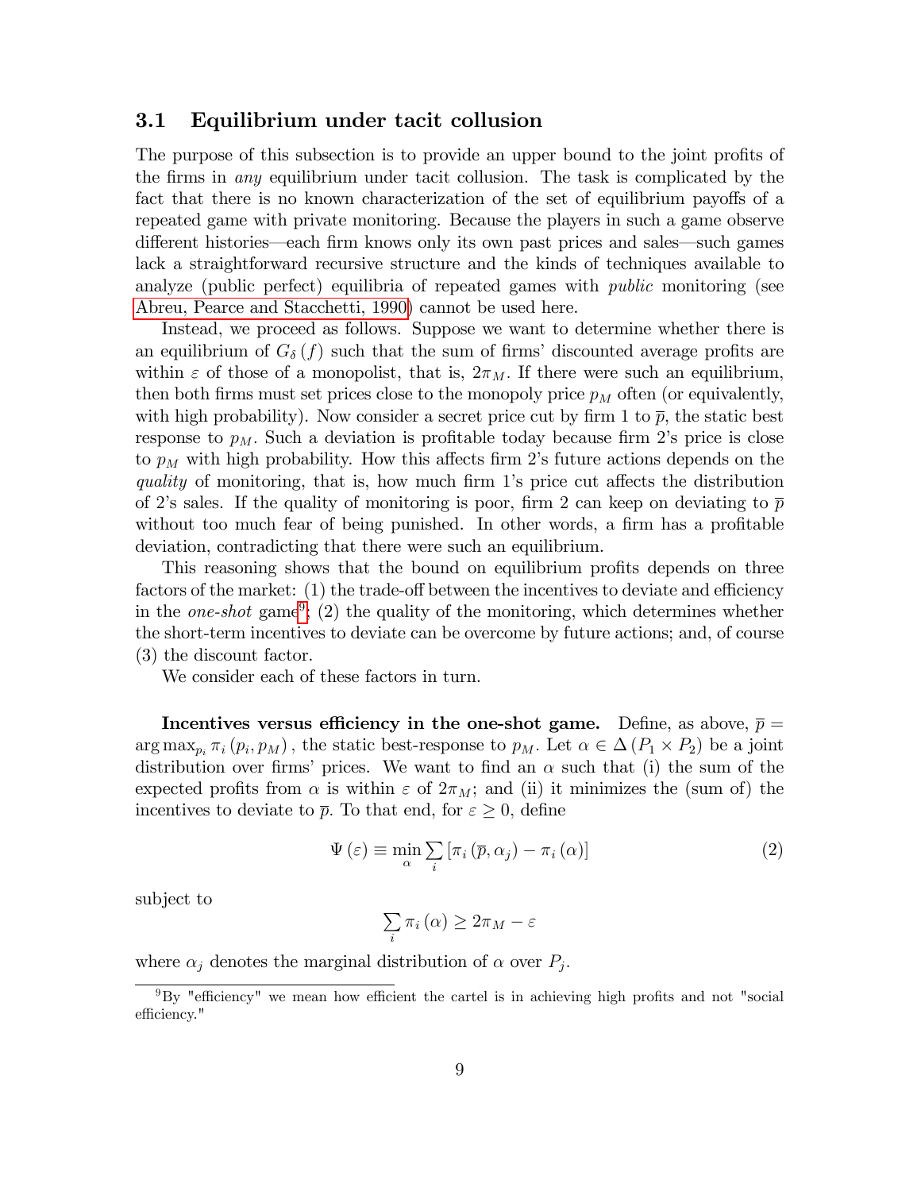### 3.1 Equilibrium under tacit collusion

The purpose of this subsection is to provide an upper bound to the joint profits of the firms in *any* equilibrium under tacit collusion. The task is complicated by the fact that there is no known characterization of the set of equilibrium payoffs of a repeated game with private monitoring. Because the players in such a game observe different histories—each firm knows only its own past prices and sales—such games lack a straightforward recursive structure and the kinds of techniques available to analyze (public perfect) equilibria of repeated games with *public* monitoring (see Abreu, Pearce and Stacchetti, 1990) cannot be used here.

Instead, we proceed as follows. Suppose we want to determine whether there is an equilibrium of $G_\delta(f)$ such that the sum of firms' discounted average profits are within $\varepsilon$ of those of a monopolist, that is, $2\pi_M$. If there were such an equilibrium, then both firms must set prices close to the monopoly price $p_M$ often (or equivalently, with high probability). Now consider a secret price cut by firm 1 to $\overline{p}$, the static best response to $p_M$. Such a deviation is profitable today because firm 2's price is close to $p_M$ with high probability. How this affects firm 2's future actions depends on the *quality* of monitoring, that is, how much firm 1's price cut affects the distribution of 2's sales. If the quality of monitoring is poor, firm 2 can keep on deviating to $\overline{p}$ without too much fear of being punished. In other words, a firm has a profitable deviation, contradicting that there were such an equilibrium.

This reasoning shows that the bound on equilibrium profits depends on three factors of the market: (1) the trade-off between the incentives to deviate and efficiency in the *one-shot* game[9]; (2) the quality of the monitoring, which determines whether the short-term incentives to deviate can be overcome by future actions; and, of course (3) the discount factor.

We consider each of these factors in turn.

**Incentives versus efficiency in the one-shot game.** Define, as above, $\overline{p} = \arg\max_{p_i} \pi_i(p_i, p_M)$, the static best-response to $p_M$. Let $\alpha \in \Delta(P_1 \times P_2)$ be a joint distribution over firms' prices. We want to find an $\alpha$ such that (i) the sum of the expected profits from $\alpha$ is within $\varepsilon$ of $2\pi_M$; and (ii) it minimizes the (sum of) the incentives to deviate to $\overline{p}$. To that end, for $\varepsilon \geq 0$, define

$$\Psi(\varepsilon) \equiv \min_{\alpha} \sum_i \left[\pi_i(\overline{p}, \alpha_j) - \pi_i(\alpha)\right] \tag{2}$$

subject to

$$\sum_i \pi_i(\alpha) \geq 2\pi_M - \varepsilon$$

where $\alpha_j$ denotes the marginal distribution of $\alpha$ over $P_j$.

[9] By "efficiency" we mean how efficient the cartel is in achieving high profits and not "social efficiency."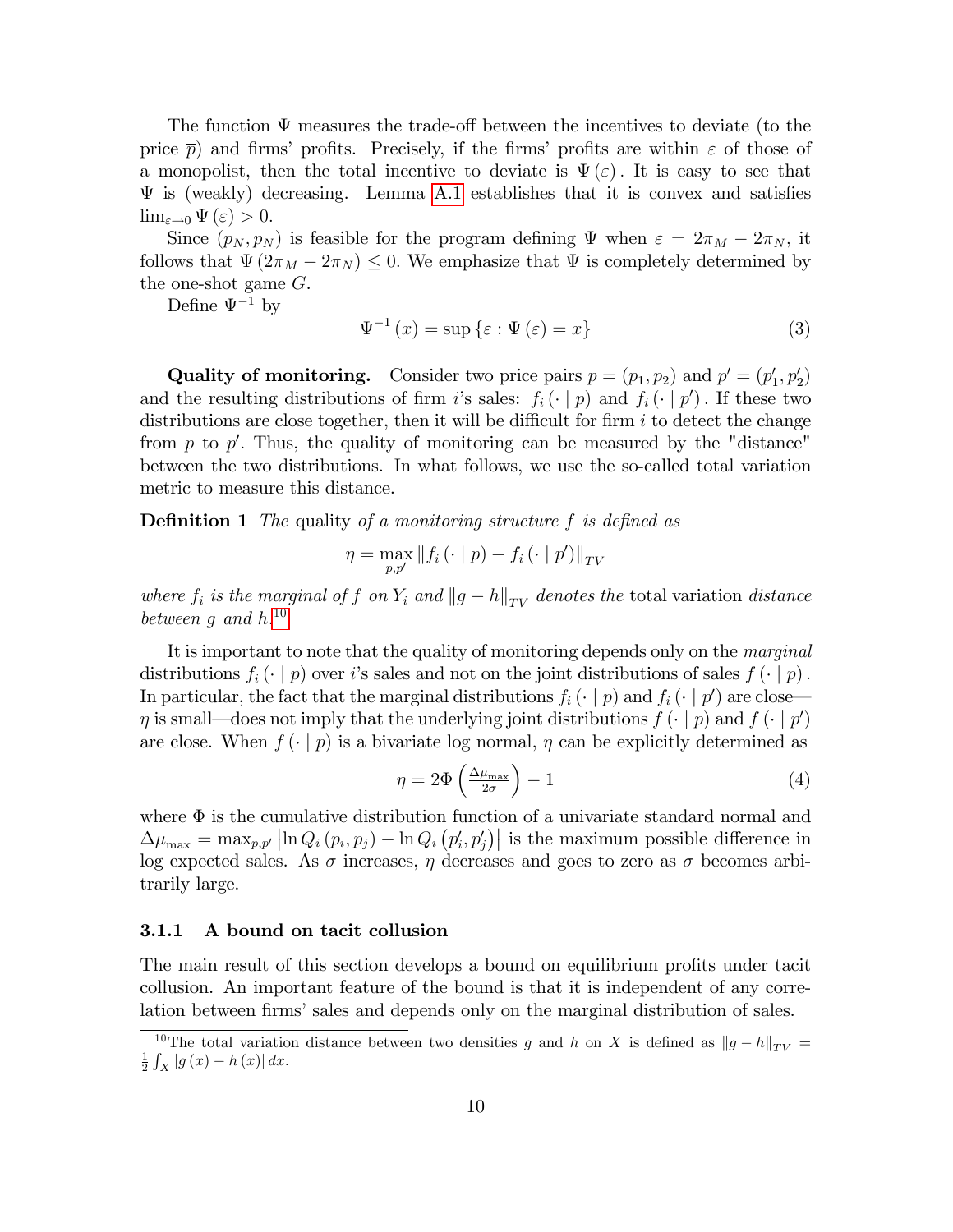The function $\Psi$ measures the trade-off between the incentives to deviate (to the price $\overline{p}$) and firms' profits. Precisely, if the firms' profits are within $\varepsilon$ of those of a monopolist, then the total incentive to deviate is $\Psi(\varepsilon)$. It is easy to see that $\Psi$ is (weakly) decreasing. Lemma A.1 establishes that it is convex and satisfies $\lim_{\varepsilon \to 0} \Psi(\varepsilon) > 0$.

Since $(p_N, p_N)$ is feasible for the program defining $\Psi$ when $\varepsilon = 2\pi_M - 2\pi_N$, it follows that $\Psi(2\pi_M - 2\pi_N) \leq 0$. We emphasize that $\Psi$ is completely determined by the one-shot game $G$.

Define $\Psi^{-1}$ by

$$\Psi^{-1}(x) = \sup\{\varepsilon : \Psi(\varepsilon) = x\} \tag{3}$$

**Quality of monitoring.** Consider two price pairs $p = (p_1, p_2)$ and $p' = (p_1', p_2')$ and the resulting distributions of firm $i$'s sales: $f_i(\cdot \mid p)$ and $f_i(\cdot \mid p')$. If these two distributions are close together, then it will be difficult for firm $i$ to detect the change from $p$ to $p'$. Thus, the quality of monitoring can be measured by the "distance" between the two distributions. In what follows, we use the so-called total variation metric to measure this distance.

**Definition 1** *The* quality *of a monitoring structure $f$ is defined as*

$$\eta = \max_{p,p'} \|f_i(\cdot \mid p) - f_i(\cdot \mid p')\|_{TV}$$

*where $f_i$ is the marginal of $f$ on $Y_i$ and $\|g - h\|_{TV}$ denotes the* total variation *distance between $g$ and $h$.*[10]

It is important to note that the quality of monitoring depends only on the *marginal* distributions $f_i(\cdot \mid p)$ over $i$'s sales and not on the joint distributions of sales $f(\cdot \mid p)$. In particular, the fact that the marginal distributions $f_i(\cdot \mid p)$ and $f_i(\cdot \mid p')$ are close—$\eta$ is small—does not imply that the underlying joint distributions $f(\cdot \mid p)$ and $f(\cdot \mid p')$ are close. When $f(\cdot \mid p)$ is a bivariate log normal, $\eta$ can be explicitly determined as

$$\eta = 2\Phi\left(\tfrac{\Delta\mu_{\max}}{2\sigma}\right) - 1 \tag{4}$$

where $\Phi$ is the cumulative distribution function of a univariate standard normal and $\Delta\mu_{\max} = \max_{p,p'} \left|\ln Q_i(p_i, p_j) - \ln Q_i(p_i', p_j')\right|$ is the maximum possible difference in log expected sales. As $\sigma$ increases, $\eta$ decreases and goes to zero as $\sigma$ becomes arbitrarily large.

### 3.1.1 A bound on tacit collusion

The main result of this section develops a bound on equilibrium profits under tacit collusion. An important feature of the bound is that it is independent of any correlation between firms' sales and depends only on the marginal distribution of sales.

[10] The total variation distance between two densities $g$ and $h$ on $X$ is defined as $\|g - h\|_{TV} = \frac{1}{2}\int_X |g(x) - h(x)|\, dx$.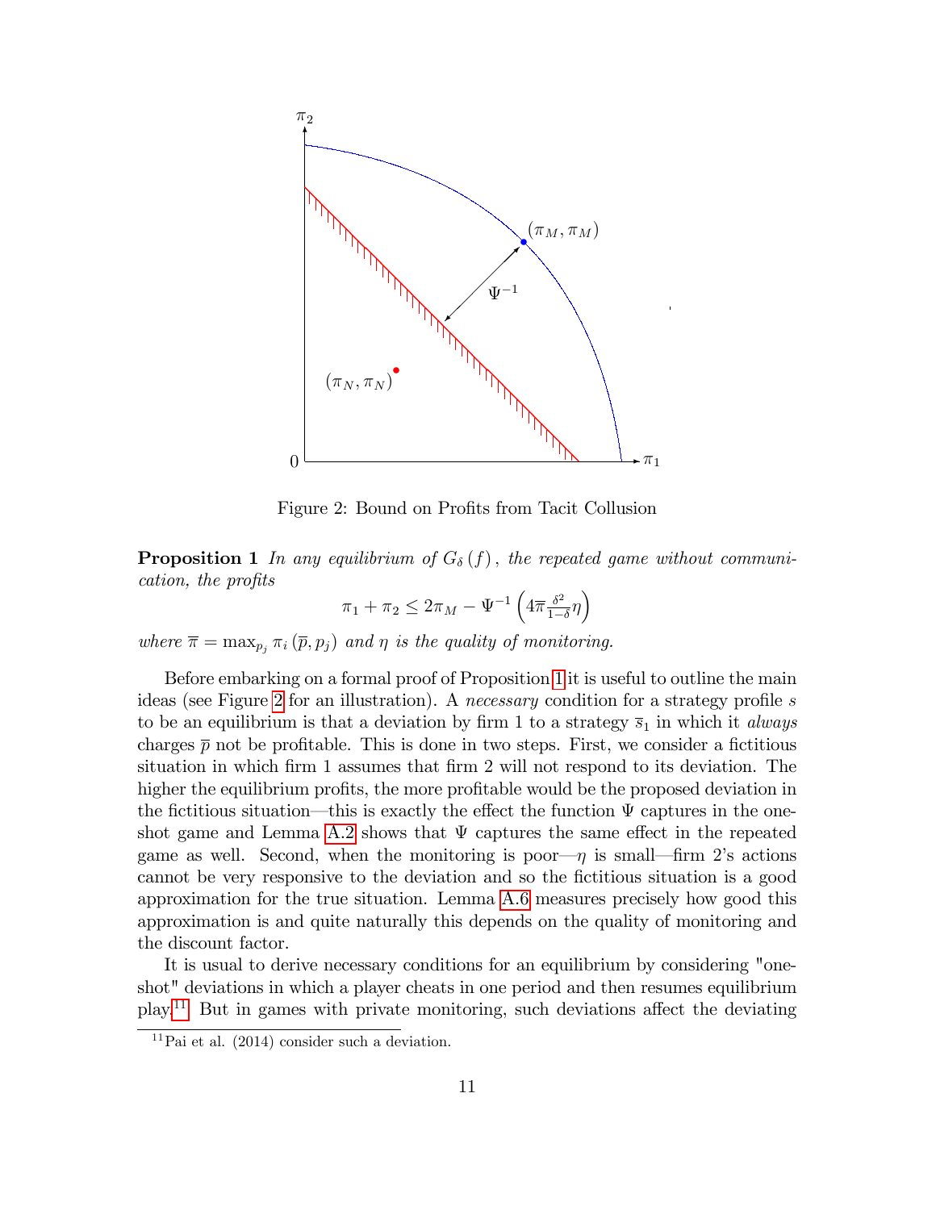Figure 2: Bound on Profits from Tacit Collusion

**Proposition 1** *In any equilibrium of $G_\delta(f)$, the repeated game without communication, the profits*

$$\pi_1 + \pi_2 \leq 2\pi_M - \Psi^{-1}\left(4\overline{\pi}\frac{\delta^2}{1-\delta}\eta\right)$$

*where $\overline{\pi} = \max_{p_j} \pi_i(\overline{p}, p_j)$ and $\eta$ is the quality of monitoring.*

Before embarking on a formal proof of Proposition 1 it is useful to outline the main ideas (see Figure 2 for an illustration). A *necessary* condition for a strategy profile $s$ to be an equilibrium is that a deviation by firm 1 to a strategy $\overline{s}_1$ in which it *always* charges $\overline{p}$ not be profitable. This is done in two steps. First, we consider a fictitious situation in which firm 1 assumes that firm 2 will not respond to its deviation. The higher the equilibrium profits, the more profitable would be the proposed deviation in the fictitious situation—this is exactly the effect the function $\Psi$ captures in the one-shot game and Lemma A.2 shows that $\Psi$ captures the same effect in the repeated game as well. Second, when the monitoring is poor—$\eta$ is small—firm 2's actions cannot be very responsive to the deviation and so the fictitious situation is a good approximation for the true situation. Lemma A.6 measures precisely how good this approximation is and quite naturally this depends on the quality of monitoring and the discount factor.

It is usual to derive necessary conditions for an equilibrium by considering "one-shot" deviations in which a player cheats in one period and then resumes equilibrium play.[11] But in games with private monitoring, such deviations affect the deviating

[11] Pai et al. (2014) consider such a deviation.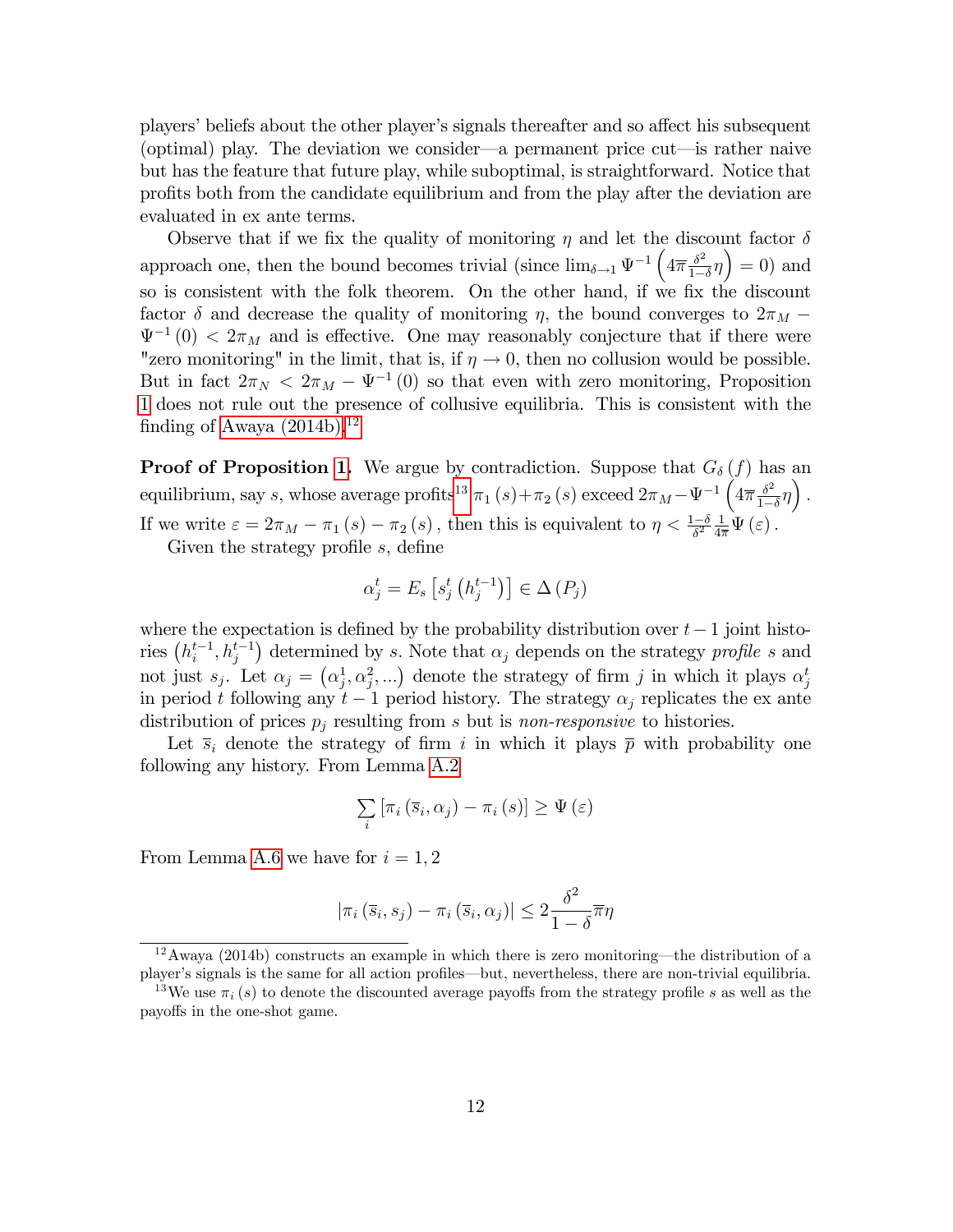players' beliefs about the other player's signals thereafter and so affect his subsequent (optimal) play. The deviation we consider—a permanent price cut—is rather naive but has the feature that future play, while suboptimal, is straightforward. Notice that profits both from the candidate equilibrium and from the play after the deviation are evaluated in ex ante terms.

Observe that if we fix the quality of monitoring $\eta$ and let the discount factor $\delta$ approach one, then the bound becomes trivial (since $\lim_{\delta \to 1} \Psi^{-1}\left(4\overline{\pi}\frac{\delta^2}{1-\delta}\eta\right) = 0$) and so is consistent with the folk theorem. On the other hand, if we fix the discount factor $\delta$ and decrease the quality of monitoring $\eta$, the bound converges to $2\pi_M - \Psi^{-1}(0) < 2\pi_M$ and is effective. One may reasonably conjecture that if there were "zero monitoring" in the limit, that is, if $\eta \to 0$, then no collusion would be possible. But in fact $2\pi_N < 2\pi_M - \Psi^{-1}(0)$ so that even with zero monitoring, Proposition 1 does not rule out the presence of collusive equilibria. This is consistent with the finding of Awaya (2014b).[12]

**Proof of Proposition 1.** We argue by contradiction. Suppose that $G_\delta(f)$ has an equilibrium, say $s$, whose average profits[13] $\pi_1(s) + \pi_2(s)$ exceed $2\pi_M - \Psi^{-1}\left(4\overline{\pi}\frac{\delta^2}{1-\delta}\eta\right)$. If we write $\varepsilon = 2\pi_M - \pi_1(s) - \pi_2(s)$, then this is equivalent to $\eta < \frac{1-\delta}{\delta^2}\frac{1}{4\overline{\pi}}\Psi(\varepsilon)$.

Given the strategy profile $s$, define

$$\alpha_j^t = E_s\left[s_j^t\left(h_j^{t-1}\right)\right] \in \Delta(P_j)$$

where the expectation is defined by the probability distribution over $t-1$ joint histories $\left(h_i^{t-1}, h_j^{t-1}\right)$ determined by $s$. Note that $\alpha_j$ depends on the strategy *profile* $s$ and not just $s_j$. Let $\alpha_j = \left(\alpha_j^1, \alpha_j^2, ...\right)$ denote the strategy of firm $j$ in which it plays $\alpha_j^t$ in period $t$ following any $t-1$ period history. The strategy $\alpha_j$ replicates the ex ante distribution of prices $p_j$ resulting from $s$ but is *non-responsive* to histories.

Let $\overline{s}_i$ denote the strategy of firm $i$ in which it plays $\overline{p}$ with probability one following any history. From Lemma A.2

$$\sum_i \left[\pi_i(\overline{s}_i, \alpha_j) - \pi_i(s)\right] \geq \Psi(\varepsilon)$$

From Lemma A.6 we have for $i = 1, 2$

$$\left|\pi_i(\overline{s}_i, s_j) - \pi_i(\overline{s}_i, \alpha_j)\right| \leq 2\frac{\delta^2}{1-\delta}\overline{\pi}\eta$$

---

[12] Awaya (2014b) constructs an example in which there is zero monitoring—the distribution of a player's signals is the same for all action profiles—but, nevertheless, there are non-trivial equilibria.

[13] We use $\pi_i(s)$ to denote the discounted average payoffs from the strategy profile $s$ as well as the payoffs in the one-shot game.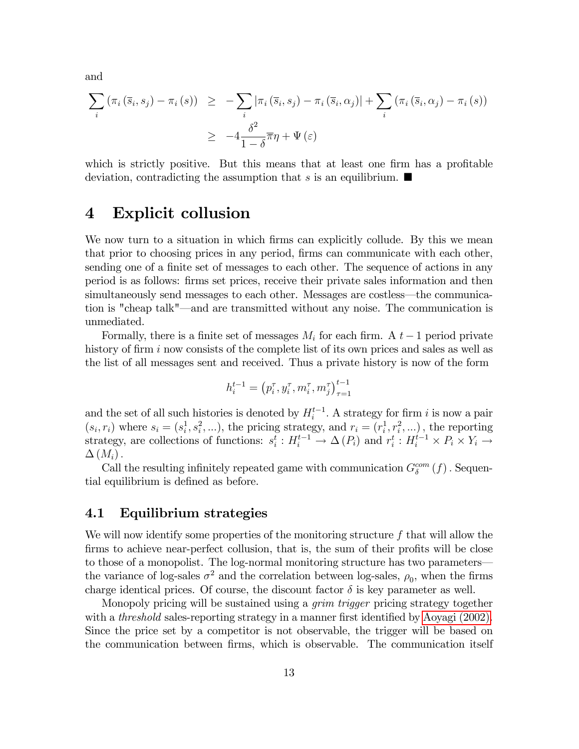and

$$
\begin{aligned}
\sum_i \left(\pi_i\left(\overline{s}_i, s_j\right) - \pi_i\left(s\right)\right) &\geq -\sum_i \left|\pi_i\left(\overline{s}_i, s_j\right) - \pi_i\left(\overline{s}_i, \alpha_j\right)\right| + \sum_i \left(\pi_i\left(\overline{s}_i, \alpha_j\right) - \pi_i\left(s\right)\right) \\
&\geq -4\frac{\delta^2}{1-\delta}\overline{\pi}\eta + \Psi\left(\varepsilon\right)
\end{aligned}
$$

which is strictly positive. But this means that at least one firm has a profitable deviation, contradicting the assumption that $s$ is an equilibrium. ■

# 4 Explicit collusion

We now turn to a situation in which firms can explicitly collude. By this we mean that prior to choosing prices in any period, firms can communicate with each other, sending one of a finite set of messages to each other. The sequence of actions in any period is as follows: firms set prices, receive their private sales information and then simultaneously send messages to each other. Messages are costless—the communication is "cheap talk"—and are transmitted without any noise. The communication is unmediated.

Formally, there is a finite set of messages $M_i$ for each firm. A $t-1$ period private history of firm $i$ now consists of the complete list of its own prices and sales as well as the list of all messages sent and received. Thus a private history is now of the form

$$
h_i^{t-1} = \left(p_i^\tau, y_i^\tau, m_i^\tau, m_j^\tau\right)_{\tau=1}^{t-1}
$$

and the set of all such histories is denoted by $H_i^{t-1}$. A strategy for firm $i$ is now a pair $(s_i, r_i)$ where $s_i = (s_i^1, s_i^2, ...)$, the pricing strategy, and $r_i = (r_i^1, r_i^2, ...)$, the reporting strategy, are collections of functions: $s_i^t : H_i^{t-1} \to \Delta(P_i)$ and $r_i^t : H_i^{t-1} \times P_i \times Y_i \to \Delta(M_i)$.

Call the resulting infinitely repeated game with communication $G_\delta^{com}(f)$. Sequential equilibrium is defined as before.

## 4.1 Equilibrium strategies

We will now identify some properties of the monitoring structure $f$ that will allow the firms to achieve near-perfect collusion, that is, the sum of their profits will be close to those of a monopolist. The log-normal monitoring structure has two parameters—the variance of log-sales $\sigma^2$ and the correlation between log-sales, $\rho_0$, when the firms charge identical prices. Of course, the discount factor $\delta$ is key parameter as well.

Monopoly pricing will be sustained using a *grim trigger* pricing strategy together with a *threshold* sales-reporting strategy in a manner first identified by Aoyagi (2002). Since the price set by a competitor is not observable, the trigger will be based on the communication between firms, which is observable. The communication itself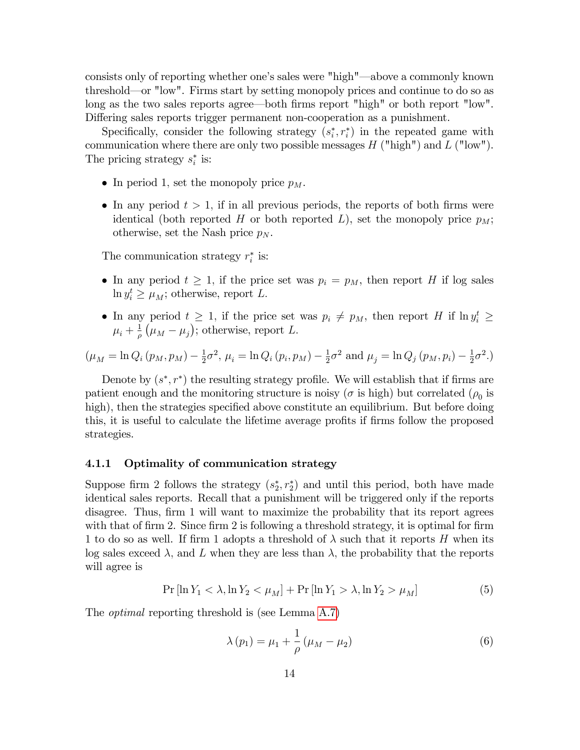consists only of reporting whether one's sales were "high"—above a commonly known threshold—or "low". Firms start by setting monopoly prices and continue to do so as long as the two sales reports agree—both firms report "high" or both report "low". Differing sales reports trigger permanent non-cooperation as a punishment.

Specifically, consider the following strategy $(s_i^*, r_i^*)$ in the repeated game with communication where there are only two possible messages $H$ ("high") and $L$ ("low"). The pricing strategy $s_i^*$ is:

- In period 1, set the monopoly price $p_M$.
- In any period $t > 1$, if in all previous periods, the reports of both firms were identical (both reported $H$ or both reported $L$), set the monopoly price $p_M$; otherwise, set the Nash price $p_N$.

The communication strategy $r_i^*$ is:

- In any period $t \geq 1$, if the price set was $p_i = p_M$, then report $H$ if log sales $\ln y_i^t \geq \mu_M$; otherwise, report $L$.
- In any period $t \geq 1$, if the price set was $p_i \neq p_M$, then report $H$ if $\ln y_i^t \geq \mu_i + \frac{1}{\rho}\left(\mu_M - \mu_j\right)$; otherwise, report $L$.

($\mu_M = \ln Q_i\left(p_M, p_M\right) - \frac{1}{2}\sigma^2$, $\mu_i = \ln Q_i\left(p_i, p_M\right) - \frac{1}{2}\sigma^2$ and $\mu_j = \ln Q_j\left(p_M, p_i\right) - \frac{1}{2}\sigma^2$.)

Denote by $(s^*, r^*)$ the resulting strategy profile. We will establish that if firms are patient enough and the monitoring structure is noisy ($\sigma$ is high) but correlated ($\rho_0$ is high), then the strategies specified above constitute an equilibrium. But before doing this, it is useful to calculate the lifetime average profits if firms follow the proposed strategies.

### 4.1.1 Optimality of communication strategy

Suppose firm 2 follows the strategy $(s_2^*, r_2^*)$ and until this period, both have made identical sales reports. Recall that a punishment will be triggered only if the reports disagree. Thus, firm 1 will want to maximize the probability that its report agrees with that of firm 2. Since firm 2 is following a threshold strategy, it is optimal for firm 1 to do so as well. If firm 1 adopts a threshold of $\lambda$ such that it reports $H$ when its log sales exceed $\lambda$, and $L$ when they are less than $\lambda$, the probability that the reports will agree is

$$\Pr\left[\ln Y_1 < \lambda, \ln Y_2 < \mu_M\right] + \Pr\left[\ln Y_1 > \lambda, \ln Y_2 > \mu_M\right] \tag{5}$$

The *optimal* reporting threshold is (see Lemma A.7)

$$\lambda\left(p_1\right) = \mu_1 + \frac{1}{\rho}\left(\mu_M - \mu_2\right) \tag{6}$$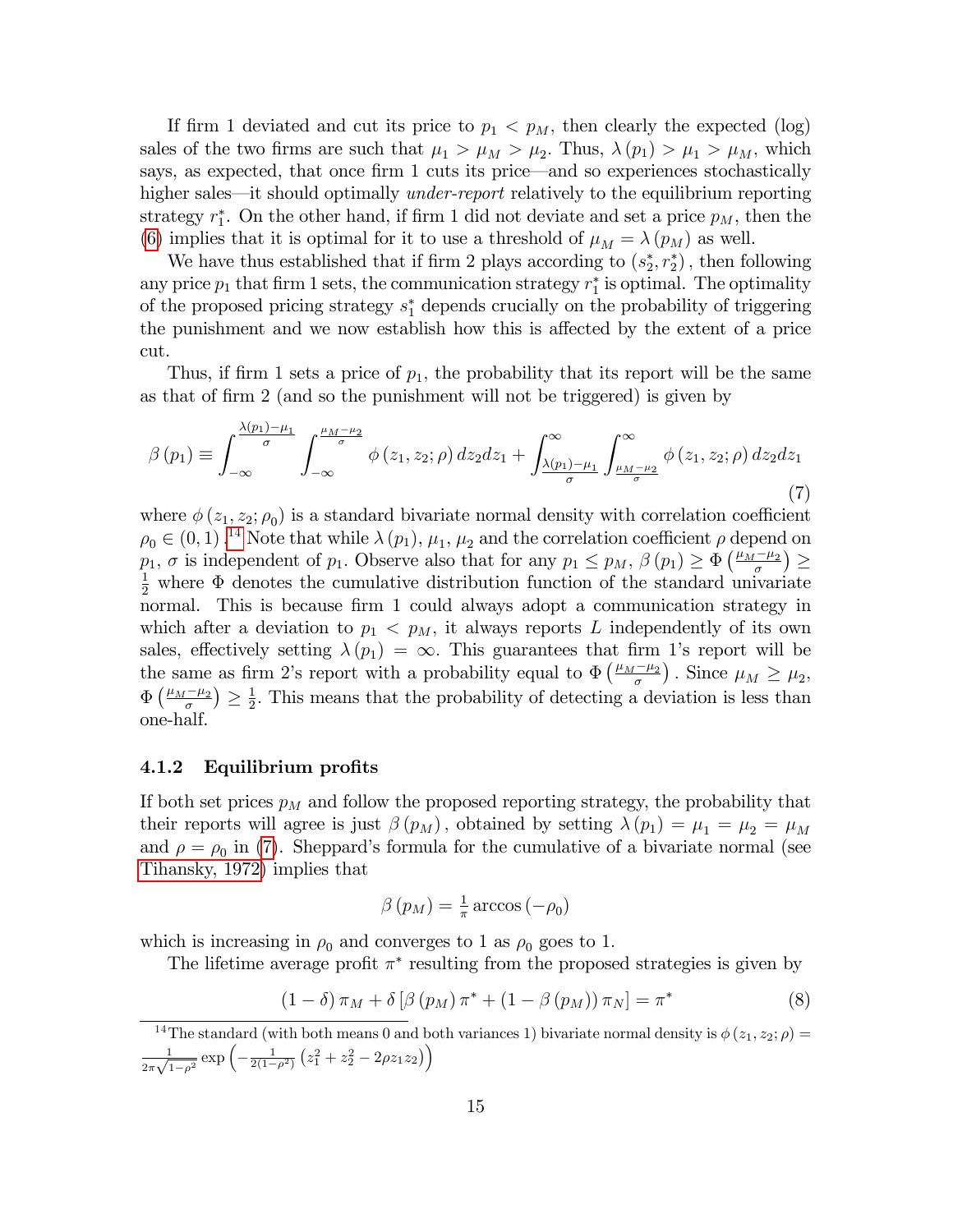If firm 1 deviated and cut its price to $p_1 < p_M$, then clearly the expected (log) sales of the two firms are such that $\mu_1 > \mu_M > \mu_2$. Thus, $\lambda(p_1) > \mu_1 > \mu_M$, which says, as expected, that once firm 1 cuts its price—and so experiences stochastically higher sales—it should optimally *under-report* relatively to the equilibrium reporting strategy $r_1^*$. On the other hand, if firm 1 did not deviate and set a price $p_M$, then the (6) implies that it is optimal for it to use a threshold of $\mu_M = \lambda(p_M)$ as well.

We have thus established that if firm 2 plays according to $(s_2^*, r_2^*)$, then following any price $p_1$ that firm 1 sets, the communication strategy $r_1^*$ is optimal. The optimality of the proposed pricing strategy $s_1^*$ depends crucially on the probability of triggering the punishment and we now establish how this is affected by the extent of a price cut.

Thus, if firm 1 sets a price of $p_1$, the probability that its report will be the same as that of firm 2 (and so the punishment will not be triggered) is given by

$$\beta(p_1) \equiv \int_{-\infty}^{\frac{\lambda(p_1)-\mu_1}{\sigma}} \int_{-\infty}^{\frac{\mu_M-\mu_2}{\sigma}} \phi(z_1, z_2; \rho)\, dz_2 dz_1 + \int_{\frac{\lambda(p_1)-\mu_1}{\sigma}}^{\infty} \int_{\frac{\mu_M-\mu_2}{\sigma}}^{\infty} \phi(z_1, z_2; \rho)\, dz_2 dz_1 \tag{7}$$

where $\phi(z_1, z_2; \rho_0)$ is a standard bivariate normal density with correlation coefficient $\rho_0 \in (0, 1)$.[14] Note that while $\lambda(p_1)$, $\mu_1$, $\mu_2$ and the correlation coefficient $\rho$ depend on $p_1$, $\sigma$ is independent of $p_1$. Observe also that for any $p_1 \leq p_M$, $\beta(p_1) \geq \Phi\left(\frac{\mu_M-\mu_2}{\sigma}\right) \geq \frac{1}{2}$ where $\Phi$ denotes the cumulative distribution function of the standard univariate normal. This is because firm 1 could always adopt a communication strategy in which after a deviation to $p_1 < p_M$, it always reports $L$ independently of its own sales, effectively setting $\lambda(p_1) = \infty$. This guarantees that firm 1's report will be the same as firm 2's report with a probability equal to $\Phi\left(\frac{\mu_M-\mu_2}{\sigma}\right)$. Since $\mu_M \geq \mu_2$, $\Phi\left(\frac{\mu_M-\mu_2}{\sigma}\right) \geq \frac{1}{2}$. This means that the probability of detecting a deviation is less than one-half.

### 4.1.2 Equilibrium profits

If both set prices $p_M$ and follow the proposed reporting strategy, the probability that their reports will agree is just $\beta(p_M)$, obtained by setting $\lambda(p_1) = \mu_1 = \mu_2 = \mu_M$ and $\rho = \rho_0$ in (7). Sheppard's formula for the cumulative of a bivariate normal (see Tihansky, 1972) implies that

$$\beta(p_M) = \tfrac{1}{\pi} \arccos(-\rho_0)$$

which is increasing in $\rho_0$ and converges to 1 as $\rho_0$ goes to 1.

The lifetime average profit $\pi^*$ resulting from the proposed strategies is given by

$$(1-\delta)\pi_M + \delta\left[\beta(p_M)\pi^* + (1-\beta(p_M))\pi_N\right] = \pi^* \tag{8}$$

[14] The standard (with both means 0 and both variances 1) bivariate normal density is $\phi(z_1, z_2; \rho) = \frac{1}{2\pi\sqrt{1-\rho^2}} \exp\left(-\frac{1}{2(1-\rho^2)}\left(z_1^2 + z_2^2 - 2\rho z_1 z_2\right)\right)$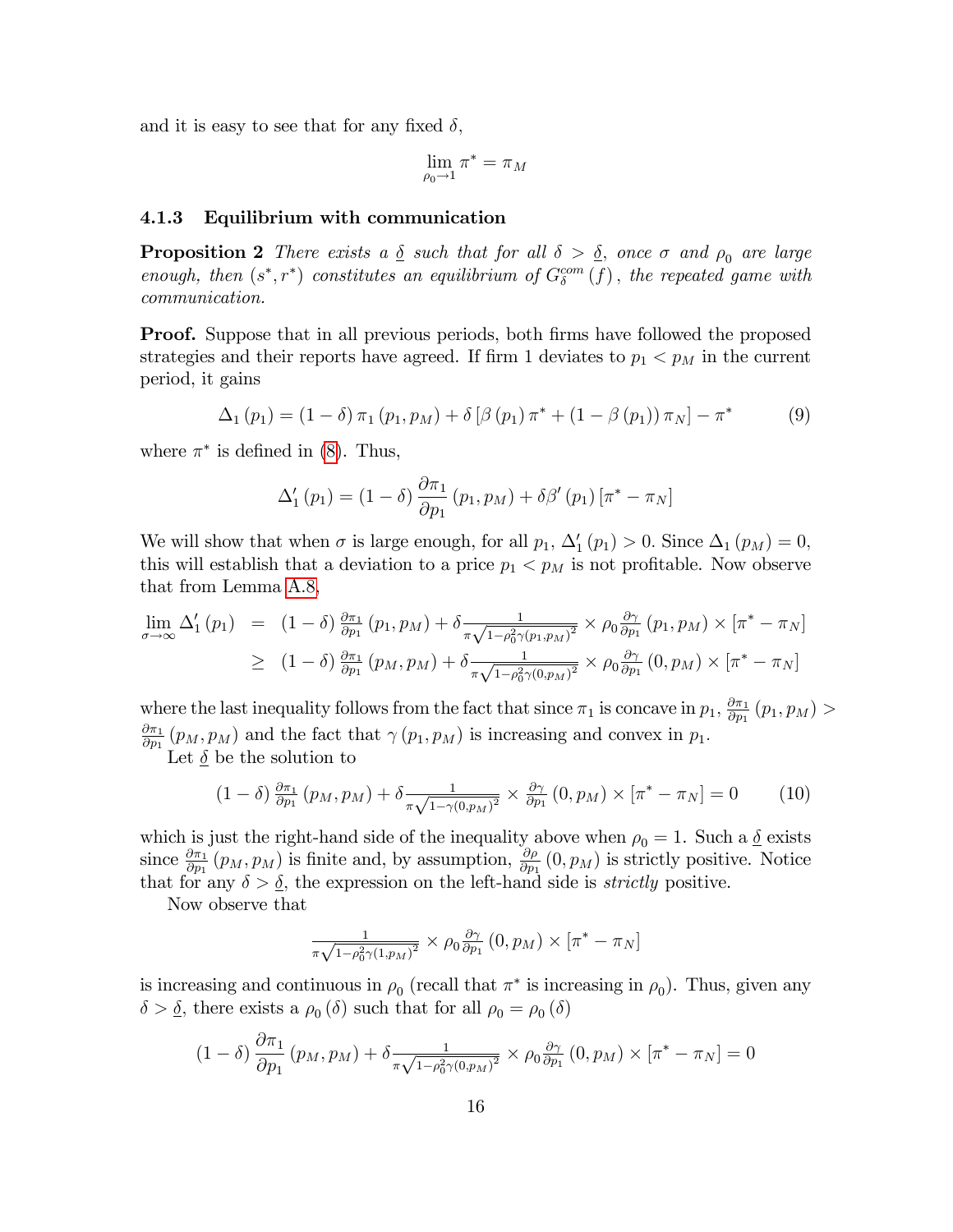and it is easy to see that for any fixed $\delta$,

$$\lim_{\rho_0 \to 1} \pi^* = \pi_M$$

### 4.1.3 Equilibrium with communication

**Proposition 2** *There exists a $\underline{\delta}$ such that for all $\delta > \underline{\delta}$, once $\sigma$ and $\rho_0$ are large enough, then $(s^*, r^*)$ constitutes an equilibrium of $G_\delta^{com}(f)$, the repeated game with communication.*

**Proof.** Suppose that in all previous periods, both firms have followed the proposed strategies and their reports have agreed. If firm 1 deviates to $p_1 < p_M$ in the current period, it gains

$$\Delta_1(p_1) = (1-\delta)\pi_1(p_1, p_M) + \delta[\beta(p_1)\pi^* + (1-\beta(p_1))\pi_N] - \pi^* \tag{9}$$

where $\pi^*$ is defined in (8). Thus,

$$\Delta_1'(p_1) = (1-\delta)\frac{\partial \pi_1}{\partial p_1}(p_1, p_M) + \delta\beta'(p_1)[\pi^* - \pi_N]$$

We will show that when $\sigma$ is large enough, for all $p_1$, $\Delta_1'(p_1) > 0$. Since $\Delta_1(p_M) = 0$, this will establish that a deviation to a price $p_1 < p_M$ is not profitable. Now observe that from Lemma A.8,

$$\begin{aligned}
\lim_{\sigma \to \infty} \Delta_1'(p_1) &= (1-\delta)\tfrac{\partial \pi_1}{\partial p_1}(p_1, p_M) + \delta \tfrac{1}{\pi\sqrt{1-\rho_0^2\gamma(p_1,p_M)^2}} \times \rho_0 \tfrac{\partial \gamma}{\partial p_1}(p_1, p_M) \times [\pi^* - \pi_N] \\
&\geq (1-\delta)\tfrac{\partial \pi_1}{\partial p_1}(p_M, p_M) + \delta \tfrac{1}{\pi\sqrt{1-\rho_0^2\gamma(0,p_M)^2}} \times \rho_0 \tfrac{\partial \gamma}{\partial p_1}(0, p_M) \times [\pi^* - \pi_N]
\end{aligned}$$

where the last inequality follows from the fact that since $\pi_1$ is concave in $p_1$, $\frac{\partial \pi_1}{\partial p_1}(p_1, p_M) > \frac{\partial \pi_1}{\partial p_1}(p_M, p_M)$ and the fact that $\gamma(p_1, p_M)$ is increasing and convex in $p_1$.

Let $\underline{\delta}$ be the solution to

$$(1-\delta)\tfrac{\partial \pi_1}{\partial p_1}(p_M, p_M) + \delta \tfrac{1}{\pi\sqrt{1-\gamma(0,p_M)^2}} \times \tfrac{\partial \gamma}{\partial p_1}(0, p_M) \times [\pi^* - \pi_N] = 0 \tag{10}$$

which is just the right-hand side of the inequality above when $\rho_0 = 1$. Such a $\underline{\delta}$ exists since $\frac{\partial \pi_1}{\partial p_1}(p_M, p_M)$ is finite and, by assumption, $\frac{\partial \rho}{\partial p_1}(0, p_M)$ is strictly positive. Notice that for any $\delta > \underline{\delta}$, the expression on the left-hand side is *strictly* positive.

Now observe that

$$\tfrac{1}{\pi\sqrt{1-\rho_0^2\gamma(1,p_M)^2}} \times \rho_0 \tfrac{\partial \gamma}{\partial p_1}(0, p_M) \times [\pi^* - \pi_N]$$

is increasing and continuous in $\rho_0$ (recall that $\pi^*$ is increasing in $\rho_0$). Thus, given any $\delta > \underline{\delta}$, there exists a $\rho_0(\delta)$ such that for all $\rho_0 = \rho_0(\delta)$

$$(1-\delta)\frac{\partial \pi_1}{\partial p_1}(p_M, p_M) + \delta \tfrac{1}{\pi\sqrt{1-\rho_0^2\gamma(0,p_M)^2}} \times \rho_0 \tfrac{\partial \gamma}{\partial p_1}(0, p_M) \times [\pi^* - \pi_N] = 0$$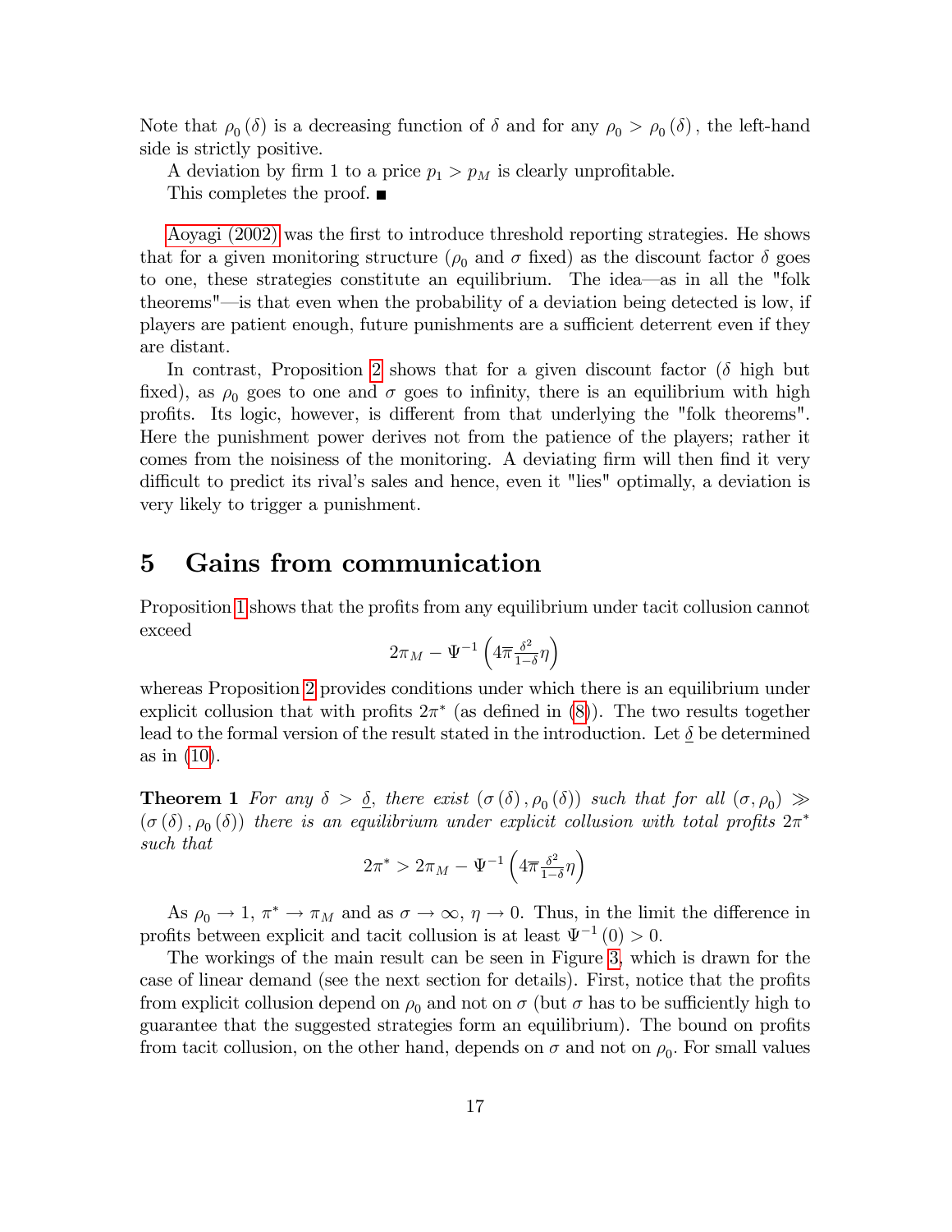Note that $\rho_0(\delta)$ is a decreasing function of $\delta$ and for any $\rho_0 > \rho_0(\delta)$, the left-hand side is strictly positive.

A deviation by firm 1 to a price $p_1 > p_M$ is clearly unprofitable.

This completes the proof. ■

Aoyagi (2002) was the first to introduce threshold reporting strategies. He shows that for a given monitoring structure ($\rho_0$ and $\sigma$ fixed) as the discount factor $\delta$ goes to one, these strategies constitute an equilibrium. The idea—as in all the "folk theorems"—is that even when the probability of a deviation being detected is low, if players are patient enough, future punishments are a sufficient deterrent even if they are distant.

In contrast, Proposition 2 shows that for a given discount factor ($\delta$ high but fixed), as $\rho_0$ goes to one and $\sigma$ goes to infinity, there is an equilibrium with high profits. Its logic, however, is different from that underlying the "folk theorems". Here the punishment power derives not from the patience of the players; rather it comes from the noisiness of the monitoring. A deviating firm will then find it very difficult to predict its rival's sales and hence, even it "lies" optimally, a deviation is very likely to trigger a punishment.

# 5 Gains from communication

Proposition 1 shows that the profits from any equilibrium under tacit collusion cannot exceed

$$2\pi_M - \Psi^{-1}\left(4\overline{\pi}\tfrac{\delta^2}{1-\delta}\eta\right)$$

whereas Proposition 2 provides conditions under which there is an equilibrium under explicit collusion that with profits $2\pi^*$ (as defined in (8)). The two results together lead to the formal version of the result stated in the introduction. Let $\underline{\delta}$ be determined as in (10).

**Theorem 1** *For any $\delta > \underline{\delta}$, there exist $(\sigma(\delta), \rho_0(\delta))$ such that for all $(\sigma, \rho_0) \gg (\sigma(\delta), \rho_0(\delta))$ there is an equilibrium under explicit collusion with total profits $2\pi^*$ such that*

$$2\pi^* > 2\pi_M - \Psi^{-1}\left(4\overline{\pi}\tfrac{\delta^2}{1-\delta}\eta\right)$$

As $\rho_0 \to 1$, $\pi^* \to \pi_M$ and as $\sigma \to \infty$, $\eta \to 0$. Thus, in the limit the difference in profits between explicit and tacit collusion is at least $\Psi^{-1}(0) > 0$.

The workings of the main result can be seen in Figure 3, which is drawn for the case of linear demand (see the next section for details). First, notice that the profits from explicit collusion depend on $\rho_0$ and not on $\sigma$ (but $\sigma$ has to be sufficiently high to guarantee that the suggested strategies form an equilibrium). The bound on profits from tacit collusion, on the other hand, depends on $\sigma$ and not on $\rho_0$. For small values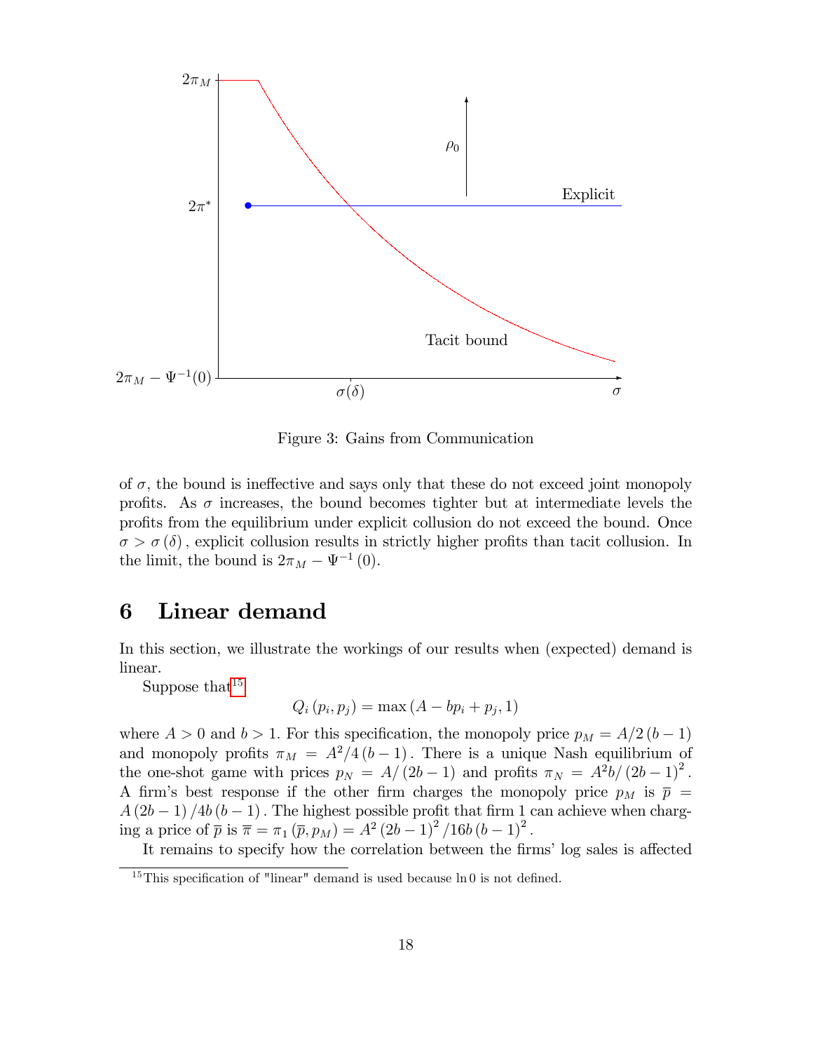Figure 3: Gains from Communication

of $\sigma$, the bound is ineffective and says only that these do not exceed joint monopoly profits. As $\sigma$ increases, the bound becomes tighter but at intermediate levels the profits from the equilibrium under explicit collusion do not exceed the bound. Once $\sigma > \sigma(\delta)$, explicit collusion results in strictly higher profits than tacit collusion. In the limit, the bound is $2\pi_M - \Psi^{-1}(0)$.

# 6 Linear demand

In this section, we illustrate the workings of our results when (expected) demand is linear.

Suppose that[15]

$$Q_i(p_i, p_j) = \max(A - bp_i + p_j, 1)$$

where $A > 0$ and $b > 1$. For this specification, the monopoly price $p_M = A/2(b-1)$ and monopoly profits $\pi_M = A^2/4(b-1)$. There is a unique Nash equilibrium of the one-shot game with prices $p_N = A/(2b-1)$ and profits $\pi_N = A^2 b/(2b-1)^2$. A firm's best response if the other firm charges the monopoly price $p_M$ is $\overline{p} = A(2b-1)/4b(b-1)$. The highest possible profit that firm 1 can achieve when charging a price of $\overline{p}$ is $\overline{\pi} = \pi_1(\overline{p}, p_M) = A^2(2b-1)^2/16b(b-1)^2$.

It remains to specify how the correlation between the firms' log sales is affected

[15] This specification of "linear" demand is used because $\ln 0$ is not defined.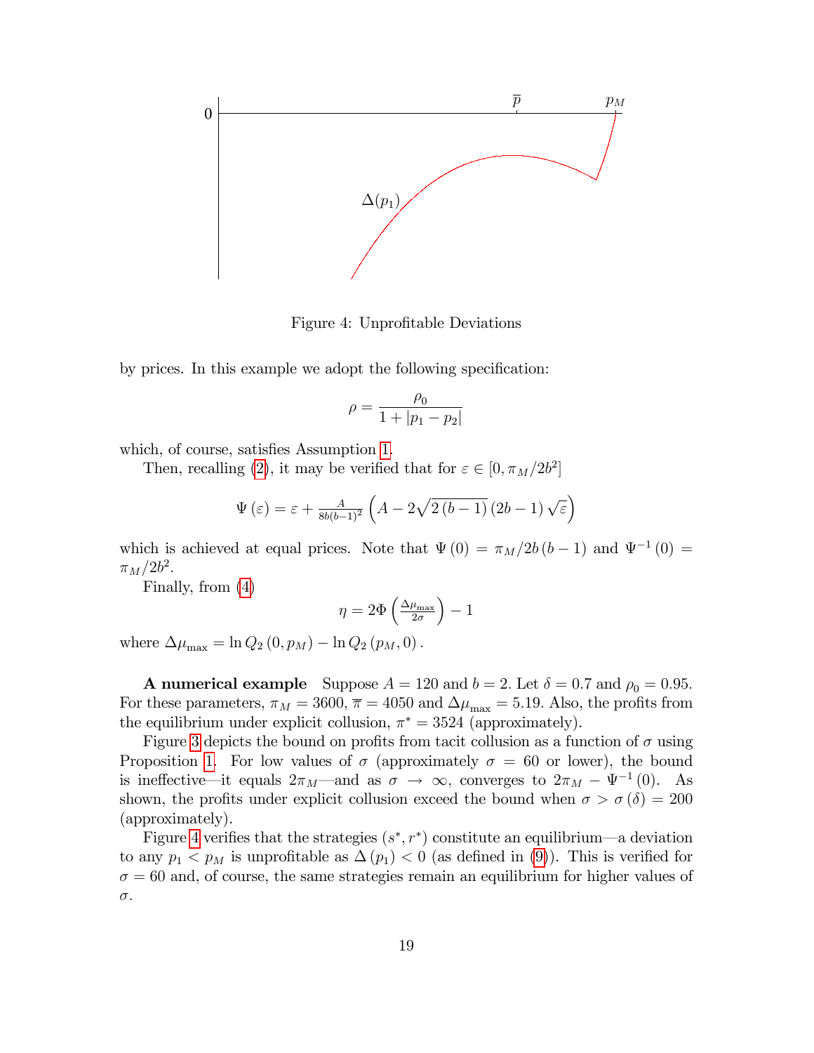Figure 4: Unprofitable Deviations

by prices. In this example we adopt the following specification:

$$\rho = \frac{\rho_0}{1 + |p_1 - p_2|}$$

which, of course, satisfies Assumption 1.

Then, recalling (2), it may be verified that for $\varepsilon \in [0, \pi_M/2b^2]$

$$\Psi(\varepsilon) = \varepsilon + \tfrac{A}{8b(b-1)^2}\left(A - 2\sqrt{2(b-1)}(2b-1)\sqrt{\varepsilon}\right)$$

which is achieved at equal prices. Note that $\Psi(0) = \pi_M/2b(b-1)$ and $\Psi^{-1}(0) = \pi_M/2b^2$.

Finally, from (4)

$$\eta = 2\Phi\left(\tfrac{\Delta\mu_{\max}}{2\sigma}\right) - 1$$

where $\Delta\mu_{\max} = \ln Q_2(0, p_M) - \ln Q_2(p_M, 0)$.

**A numerical example** Suppose $A = 120$ and $b = 2$. Let $\delta = 0.7$ and $\rho_0 = 0.95$. For these parameters, $\pi_M = 3600$, $\overline{\pi} = 4050$ and $\Delta\mu_{\max} = 5.19$. Also, the profits from the equilibrium under explicit collusion, $\pi^* = 3524$ (approximately).

Figure 3 depicts the bound on profits from tacit collusion as a function of $\sigma$ using Proposition 1. For low values of $\sigma$ (approximately $\sigma = 60$ or lower), the bound is ineffective—it equals $2\pi_M$—and as $\sigma \to \infty$, converges to $2\pi_M - \Psi^{-1}(0)$. As shown, the profits under explicit collusion exceed the bound when $\sigma > \sigma(\delta) = 200$ (approximately).

Figure 4 verifies that the strategies $(s^*, r^*)$ constitute an equilibrium—a deviation to any $p_1 < p_M$ is unprofitable as $\Delta(p_1) < 0$ (as defined in (9)). This is verified for $\sigma = 60$ and, of course, the same strategies remain an equilibrium for higher values of $\sigma$.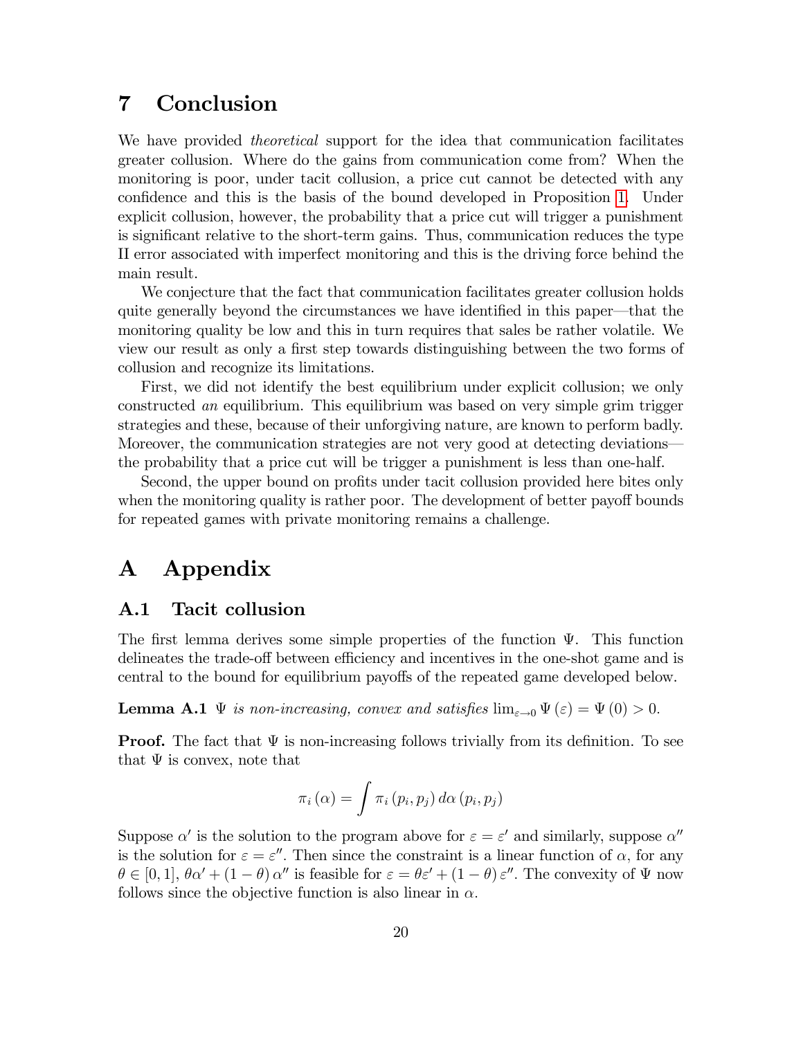# 7 Conclusion

We have provided *theoretical* support for the idea that communication facilitates greater collusion. Where do the gains from communication come from? When the monitoring is poor, under tacit collusion, a price cut cannot be detected with any confidence and this is the basis of the bound developed in Proposition 1. Under explicit collusion, however, the probability that a price cut will trigger a punishment is significant relative to the short-term gains. Thus, communication reduces the type II error associated with imperfect monitoring and this is the driving force behind the main result.

We conjecture that the fact that communication facilitates greater collusion holds quite generally beyond the circumstances we have identified in this paper—that the monitoring quality be low and this in turn requires that sales be rather volatile. We view our result as only a first step towards distinguishing between the two forms of collusion and recognize its limitations.

First, we did not identify the best equilibrium under explicit collusion; we only constructed *an* equilibrium. This equilibrium was based on very simple grim trigger strategies and these, because of their unforgiving nature, are known to perform badly. Moreover, the communication strategies are not very good at detecting deviations—the probability that a price cut will be trigger a punishment is less than one-half.

Second, the upper bound on profits under tacit collusion provided here bites only when the monitoring quality is rather poor. The development of better payoff bounds for repeated games with private monitoring remains a challenge.

# A Appendix

## A.1 Tacit collusion

The first lemma derives some simple properties of the function $\Psi$. This function delineates the trade-off between efficiency and incentives in the one-shot game and is central to the bound for equilibrium payoffs of the repeated game developed below.

**Lemma A.1** *$\Psi$ is non-increasing, convex and satisfies $\lim_{\varepsilon \to 0} \Psi(\varepsilon) = \Psi(0) > 0$.*

**Proof.** The fact that $\Psi$ is non-increasing follows trivially from its definition. To see that $\Psi$ is convex, note that

$$\pi_i(\alpha) = \int \pi_i(p_i, p_j) \, d\alpha(p_i, p_j)$$

Suppose $\alpha'$ is the solution to the program above for $\varepsilon = \varepsilon'$ and similarly, suppose $\alpha''$ is the solution for $\varepsilon = \varepsilon''$. Then since the constraint is a linear function of $\alpha$, for any $\theta \in [0, 1]$, $\theta\alpha' + (1 - \theta)\alpha''$ is feasible for $\varepsilon = \theta\varepsilon' + (1 - \theta)\varepsilon''$. The convexity of $\Psi$ now follows since the objective function is also linear in $\alpha$.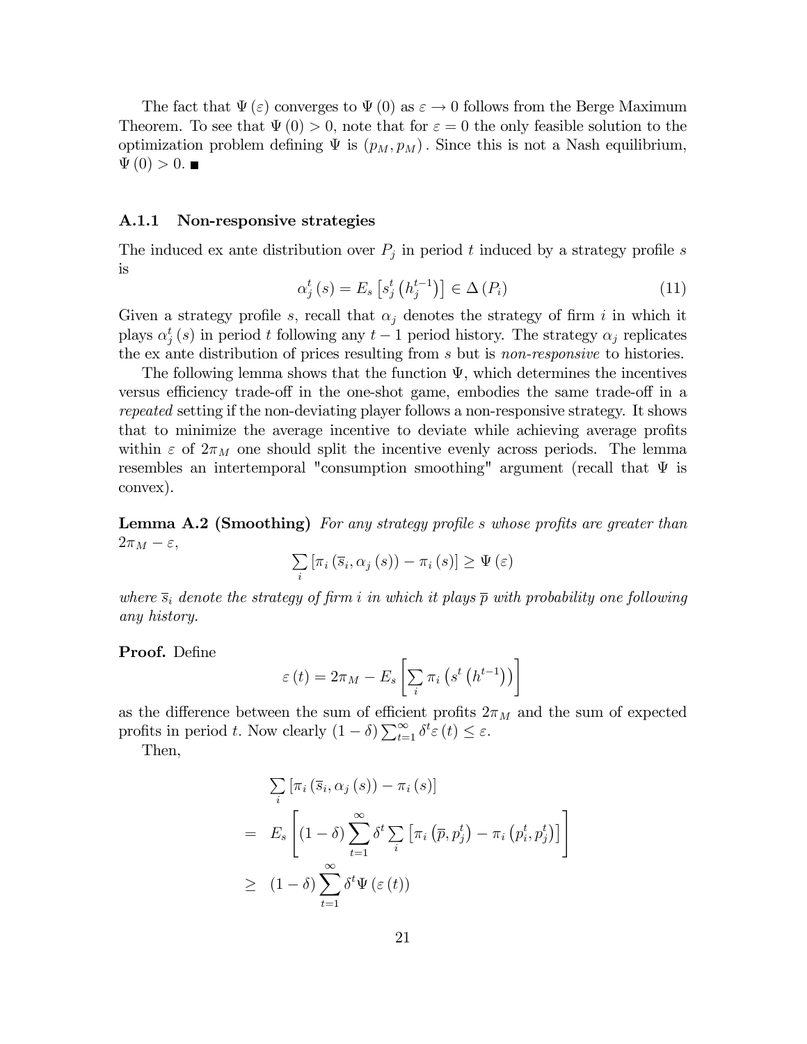The fact that $\Psi(\varepsilon)$ converges to $\Psi(0)$ as $\varepsilon \to 0$ follows from the Berge Maximum Theorem. To see that $\Psi(0) > 0$, note that for $\varepsilon = 0$ the only feasible solution to the optimization problem defining $\Psi$ is $(p_M, p_M)$. Since this is not a Nash equilibrium, $\Psi(0) > 0$. ■

### A.1.1 Non-responsive strategies

The induced ex ante distribution over $P_j$ in period $t$ induced by a strategy profile $s$ is

$$\alpha_j^t(s) = E_s\left[s_j^t\left(h_j^{t-1}\right)\right] \in \Delta(P_i) \tag{11}$$

Given a strategy profile $s$, recall that $\alpha_j$ denotes the strategy of firm $i$ in which it plays $\alpha_j^t(s)$ in period $t$ following any $t-1$ period history. The strategy $\alpha_j$ replicates the ex ante distribution of prices resulting from $s$ but is *non-responsive* to histories.

The following lemma shows that the function $\Psi$, which determines the incentives versus efficiency trade-off in the one-shot game, embodies the same trade-off in a *repeated* setting if the non-deviating player follows a non-responsive strategy. It shows that to minimize the average incentive to deviate while achieving average profits within $\varepsilon$ of $2\pi_M$ one should split the incentive evenly across periods. The lemma resembles an intertemporal "consumption smoothing" argument (recall that $\Psi$ is convex).

**Lemma A.2 (Smoothing)** *For any strategy profile $s$ whose profits are greater than $2\pi_M - \varepsilon$,*

$$\sum_i \left[\pi_i\left(\overline{s}_i, \alpha_j(s)\right) - \pi_i(s)\right] \geq \Psi(\varepsilon)$$

*where $\overline{s}_i$ denote the strategy of firm $i$ in which it plays $\overline{p}$ with probability one following any history.*

**Proof.** Define

$$\varepsilon(t) = 2\pi_M - E_s\left[\sum_i \pi_i\left(s^t\left(h^{t-1}\right)\right)\right]$$

as the difference between the sum of efficient profits $2\pi_M$ and the sum of expected profits in period $t$. Now clearly $(1-\delta)\sum_{t=1}^{\infty}\delta^t\varepsilon(t) \leq \varepsilon$.

Then,

$$\begin{aligned}
& \sum_i \left[\pi_i\left(\overline{s}_i, \alpha_j(s)\right) - \pi_i(s)\right] \\
= \;& E_s\left[(1-\delta)\sum_{t=1}^{\infty}\delta^t \sum_i \left[\pi_i\left(\overline{p}, p_j^t\right) - \pi_i\left(p_i^t, p_j^t\right)\right]\right] \\
\geq \;& (1-\delta)\sum_{t=1}^{\infty}\delta^t \Psi(\varepsilon(t))
\end{aligned}$$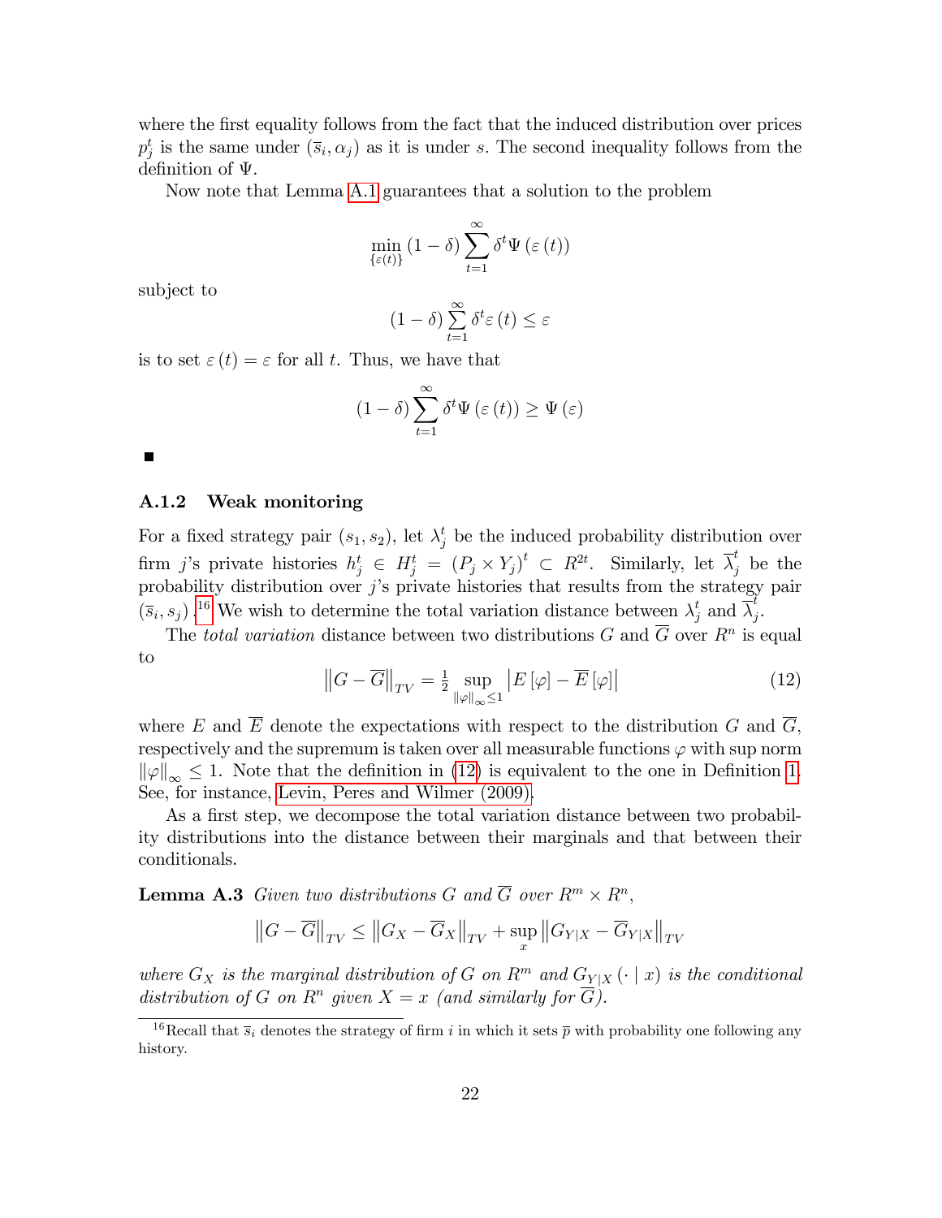where the first equality follows from the fact that the induced distribution over prices $p_j^t$ is the same under $(\overline{s}_i, \alpha_j)$ as it is under $s$. The second inequality follows from the definition of $\Psi$.

Now note that Lemma A.1 guarantees that a solution to the problem

$$\min_{\{\varepsilon(t)\}} (1-\delta) \sum_{t=1}^{\infty} \delta^t \Psi(\varepsilon(t))$$

subject to

$$(1-\delta) \sum_{t=1}^{\infty} \delta^t \varepsilon(t) \leq \varepsilon$$

is to set $\varepsilon(t) = \varepsilon$ for all $t$. Thus, we have that

$$(1-\delta) \sum_{t=1}^{\infty} \delta^t \Psi(\varepsilon(t)) \geq \Psi(\varepsilon)$$

■

### A.1.2 Weak monitoring

For a fixed strategy pair $(s_1, s_2)$, let $\lambda_j^t$ be the induced probability distribution over firm $j$'s private histories $h_j^t \in H_j^t = (P_j \times Y_j)^t \subset R^{2t}$. Similarly, let $\overline{\lambda}_j^t$ be the probability distribution over $j$'s private histories that results from the strategy pair $(\overline{s}_i, s_j)$.[16] We wish to determine the total variation distance between $\lambda_j^t$ and $\overline{\lambda}_j^t$.

The *total variation* distance between two distributions $G$ and $\overline{G}$ over $R^n$ is equal to

$$\left\|G - \overline{G}\right\|_{TV} = \tfrac{1}{2} \sup_{\|\varphi\|_\infty \leq 1} \left|E[\varphi] - \overline{E}[\varphi]\right| \tag{12}$$

where $E$ and $\overline{E}$ denote the expectations with respect to the distribution $G$ and $\overline{G}$, respectively and the supremum is taken over all measurable functions $\varphi$ with sup norm $\|\varphi\|_\infty \leq 1$. Note that the definition in (12) is equivalent to the one in Definition 1. See, for instance, Levin, Peres and Wilmer (2009).

As a first step, we decompose the total variation distance between two probability distributions into the distance between their marginals and that between their conditionals.

**Lemma A.3** *Given two distributions $G$ and $\overline{G}$ over $R^m \times R^n$,*

$$\left\|G - \overline{G}\right\|_{TV} \leq \left\|G_X - \overline{G}_X\right\|_{TV} + \sup_x \left\|G_{Y|X} - \overline{G}_{Y|X}\right\|_{TV}$$

*where $G_X$ is the marginal distribution of $G$ on $R^m$ and $G_{Y|X}(\cdot \mid x)$ is the conditional distribution of $G$ on $R^n$ given $X = x$ (and similarly for $\overline{G}$).*

[16] Recall that $\overline{s}_i$ denotes the strategy of firm $i$ in which it sets $\overline{p}$ with probability one following any history.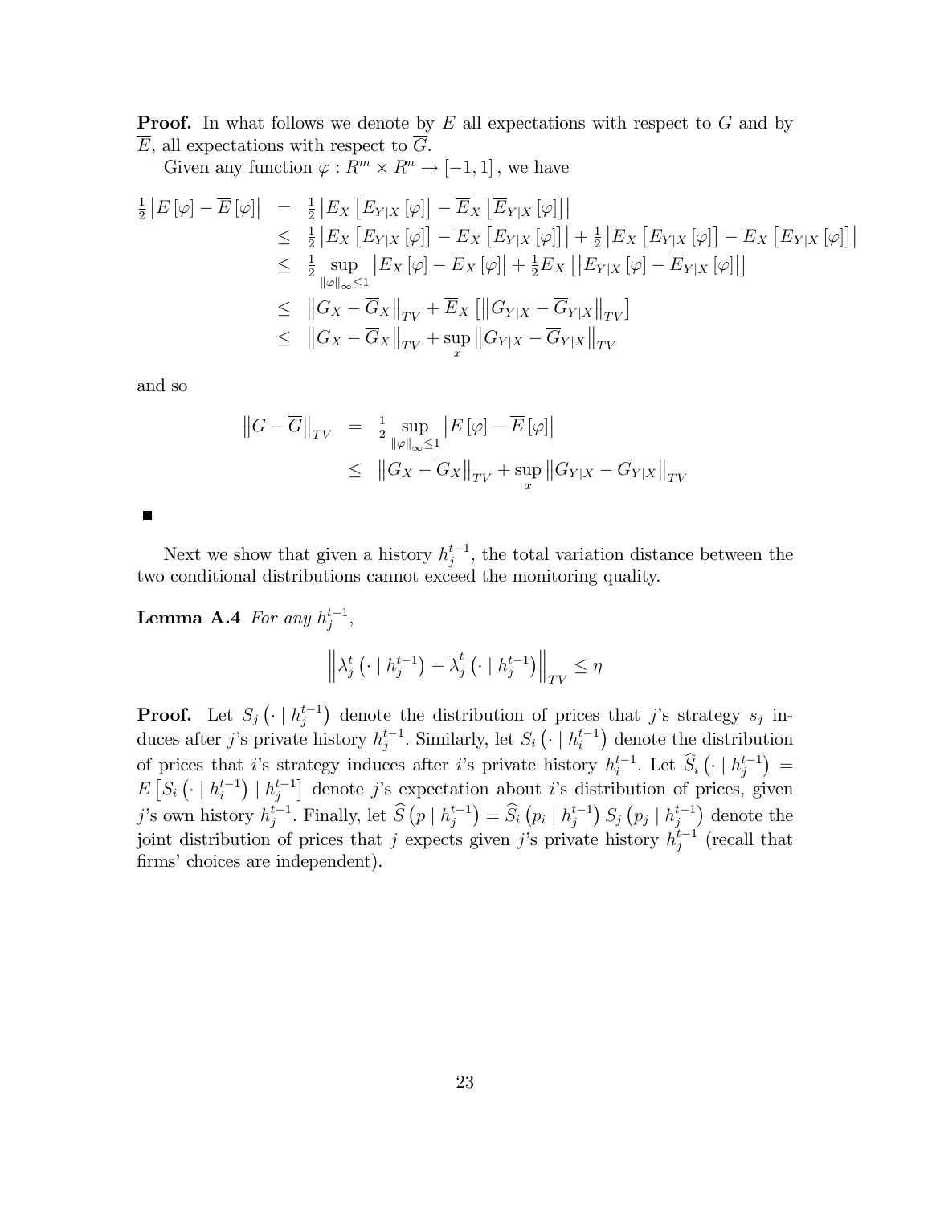**Proof.** In what follows we denote by $E$ all expectations with respect to $G$ and by $\overline{E}$, all expectations with respect to $\overline{G}$.

Given any function $\varphi : R^m \times R^n \to [-1, 1]$, we have

$$
\begin{aligned}
\tfrac{1}{2}\left|E[\varphi] - \overline{E}[\varphi]\right| &= \tfrac{1}{2}\left|E_X\left[E_{Y|X}[\varphi]\right] - \overline{E}_X\left[\overline{E}_{Y|X}[\varphi]\right]\right| \\
&\leq \tfrac{1}{2}\left|E_X\left[E_{Y|X}[\varphi]\right] - \overline{E}_X\left[E_{Y|X}[\varphi]\right]\right| + \tfrac{1}{2}\left|\overline{E}_X\left[E_{Y|X}[\varphi]\right] - \overline{E}_X\left[\overline{E}_{Y|X}[\varphi]\right]\right| \\
&\leq \tfrac{1}{2}\sup_{\|\varphi\|_\infty \leq 1}\left|E_X[\varphi] - \overline{E}_X[\varphi]\right| + \tfrac{1}{2}\overline{E}_X\left[\left|E_{Y|X}[\varphi] - \overline{E}_{Y|X}[\varphi]\right|\right] \\
&\leq \left\|G_X - \overline{G}_X\right\|_{TV} + \overline{E}_X\left[\left\|G_{Y|X} - \overline{G}_{Y|X}\right\|_{TV}\right] \\
&\leq \left\|G_X - \overline{G}_X\right\|_{TV} + \sup_x \left\|G_{Y|X} - \overline{G}_{Y|X}\right\|_{TV}
\end{aligned}
$$

and so

$$
\begin{aligned}
\left\|G - \overline{G}\right\|_{TV} &= \tfrac{1}{2}\sup_{\|\varphi\|_\infty \leq 1}\left|E[\varphi] - \overline{E}[\varphi]\right| \\
&\leq \left\|G_X - \overline{G}_X\right\|_{TV} + \sup_x \left\|G_{Y|X} - \overline{G}_{Y|X}\right\|_{TV}
\end{aligned}
$$

■

Next we show that given a history $h_j^{t-1}$, the total variation distance between the two conditional distributions cannot exceed the monitoring quality.

**Lemma A.4** *For any* $h_j^{t-1}$,

$$
\left\|\lambda_j^t\left(\cdot \mid h_j^{t-1}\right) - \overline{\lambda}_j^t\left(\cdot \mid h_j^{t-1}\right)\right\|_{TV} \leq \eta
$$

**Proof.** Let $S_j\left(\cdot \mid h_j^{t-1}\right)$ denote the distribution of prices that $j$'s strategy $s_j$ induces after $j$'s private history $h_j^{t-1}$. Similarly, let $S_i\left(\cdot \mid h_i^{t-1}\right)$ denote the distribution of prices that $i$'s strategy induces after $i$'s private history $h_i^{t-1}$. Let $\widehat{S}_i\left(\cdot \mid h_j^{t-1}\right) = E\left[S_i\left(\cdot \mid h_i^{t-1}\right) \mid h_j^{t-1}\right]$ denote $j$'s expectation about $i$'s distribution of prices, given $j$'s own history $h_j^{t-1}$. Finally, let $\widehat{S}\left(p \mid h_j^{t-1}\right) = \widehat{S}_i\left(p_i \mid h_j^{t-1}\right) S_j\left(p_j \mid h_j^{t-1}\right)$ denote the joint distribution of prices that $j$ expects given $j$'s private history $h_j^{t-1}$ (recall that firms' choices are independent).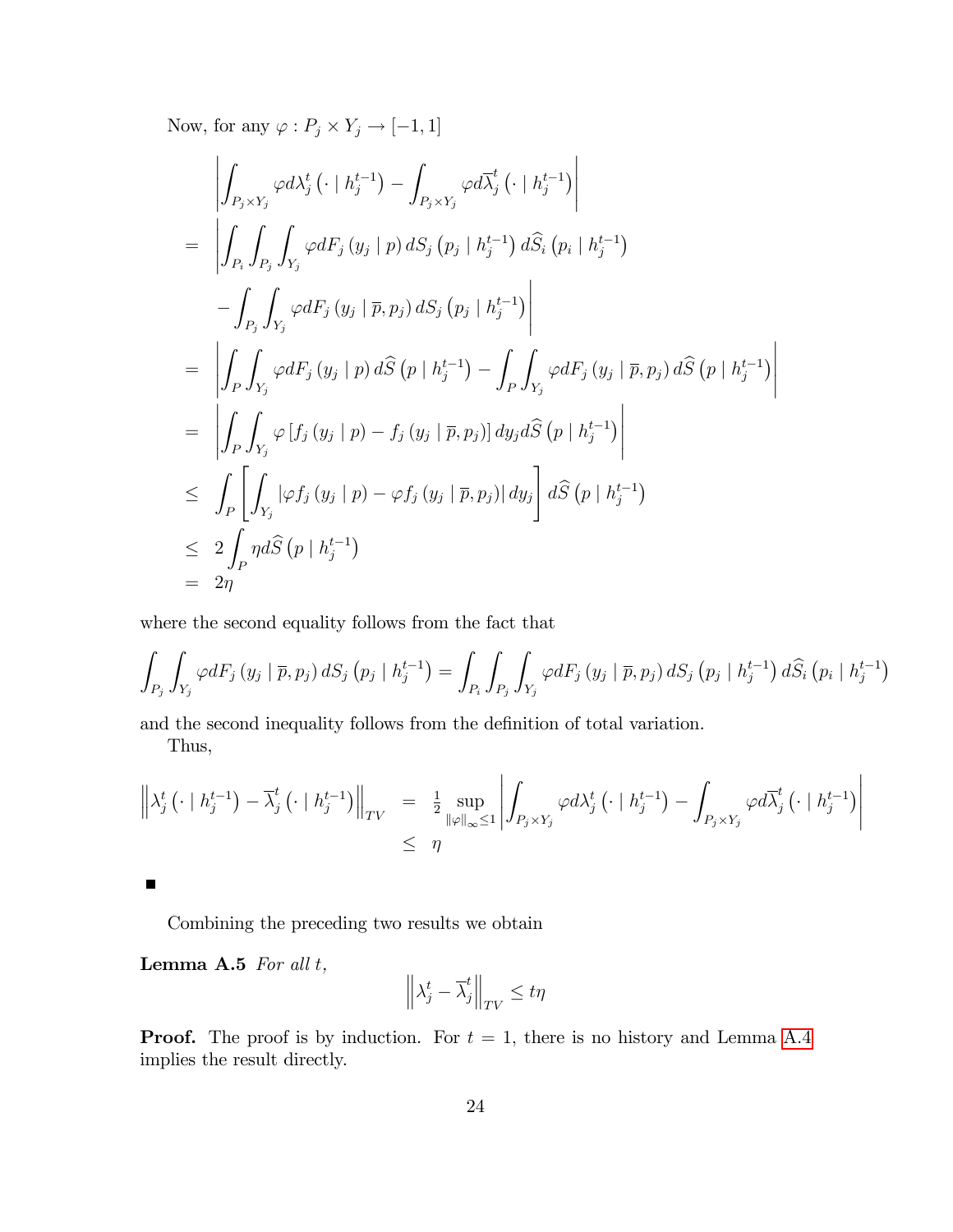Now, for any $\varphi : P_j \times Y_j \to [-1, 1]$

$$
\begin{aligned}
& \left| \int_{P_j \times Y_j} \varphi d\lambda_j^t \left( \cdot \mid h_j^{t-1} \right) - \int_{P_j \times Y_j} \varphi d\overline{\lambda}_j^t \left( \cdot \mid h_j^{t-1} \right) \right| \\
= & \left| \int_{P_i} \int_{P_j} \int_{Y_j} \varphi dF_j \left( y_j \mid p \right) dS_j \left( p_j \mid h_j^{t-1} \right) d\widehat{S}_i \left( p_i \mid h_j^{t-1} \right) \right. \\
& \left. - \int_{P_j} \int_{Y_j} \varphi dF_j \left( y_j \mid \overline{p}, p_j \right) dS_j \left( p_j \mid h_j^{t-1} \right) \right| \\
= & \left| \int_{P} \int_{Y_j} \varphi dF_j \left( y_j \mid p \right) d\widehat{S} \left( p \mid h_j^{t-1} \right) - \int_{P} \int_{Y_j} \varphi dF_j \left( y_j \mid \overline{p}, p_j \right) d\widehat{S} \left( p \mid h_j^{t-1} \right) \right| \\
= & \left| \int_{P} \int_{Y_j} \varphi \left[ f_j \left( y_j \mid p \right) - f_j \left( y_j \mid \overline{p}, p_j \right) \right] dy_j d\widehat{S} \left( p \mid h_j^{t-1} \right) \right| \\
\leq & \int_{P} \left[ \int_{Y_j} \left| \varphi f_j \left( y_j \mid p \right) - \varphi f_j \left( y_j \mid \overline{p}, p_j \right) \right| dy_j \right] d\widehat{S} \left( p \mid h_j^{t-1} \right) \\
\leq & \; 2 \int_{P} \eta d\widehat{S} \left( p \mid h_j^{t-1} \right) \\
= & \; 2\eta
\end{aligned}
$$

where the second equality follows from the fact that

$$
\int_{P_j} \int_{Y_j} \varphi dF_j \left( y_j \mid \overline{p}, p_j \right) dS_j \left( p_j \mid h_j^{t-1} \right) = \int_{P_i} \int_{P_j} \int_{Y_j} \varphi dF_j \left( y_j \mid \overline{p}, p_j \right) dS_j \left( p_j \mid h_j^{t-1} \right) d\widehat{S}_i \left( p_i \mid h_j^{t-1} \right)
$$

and the second inequality follows from the definition of total variation.

Thus,

$$
\begin{aligned}
\left\| \lambda_j^t \left( \cdot \mid h_j^{t-1} \right) - \overline{\lambda}_j^t \left( \cdot \mid h_j^{t-1} \right) \right\|_{TV} & = \tfrac{1}{2} \sup_{\|\varphi\|_\infty \leq 1} \left| \int_{P_j \times Y_j} \varphi d\lambda_j^t \left( \cdot \mid h_j^{t-1} \right) - \int_{P_j \times Y_j} \varphi d\overline{\lambda}_j^t \left( \cdot \mid h_j^{t-1} \right) \right| \\
& \leq \eta
\end{aligned}
$$

■

Combining the preceding two results we obtain

**Lemma A.5** *For all* $t$,

$$
\left\| \lambda_j^t - \overline{\lambda}_j^t \right\|_{TV} \leq t\eta
$$

**Proof.** The proof is by induction. For $t = 1$, there is no history and Lemma A.4 implies the result directly.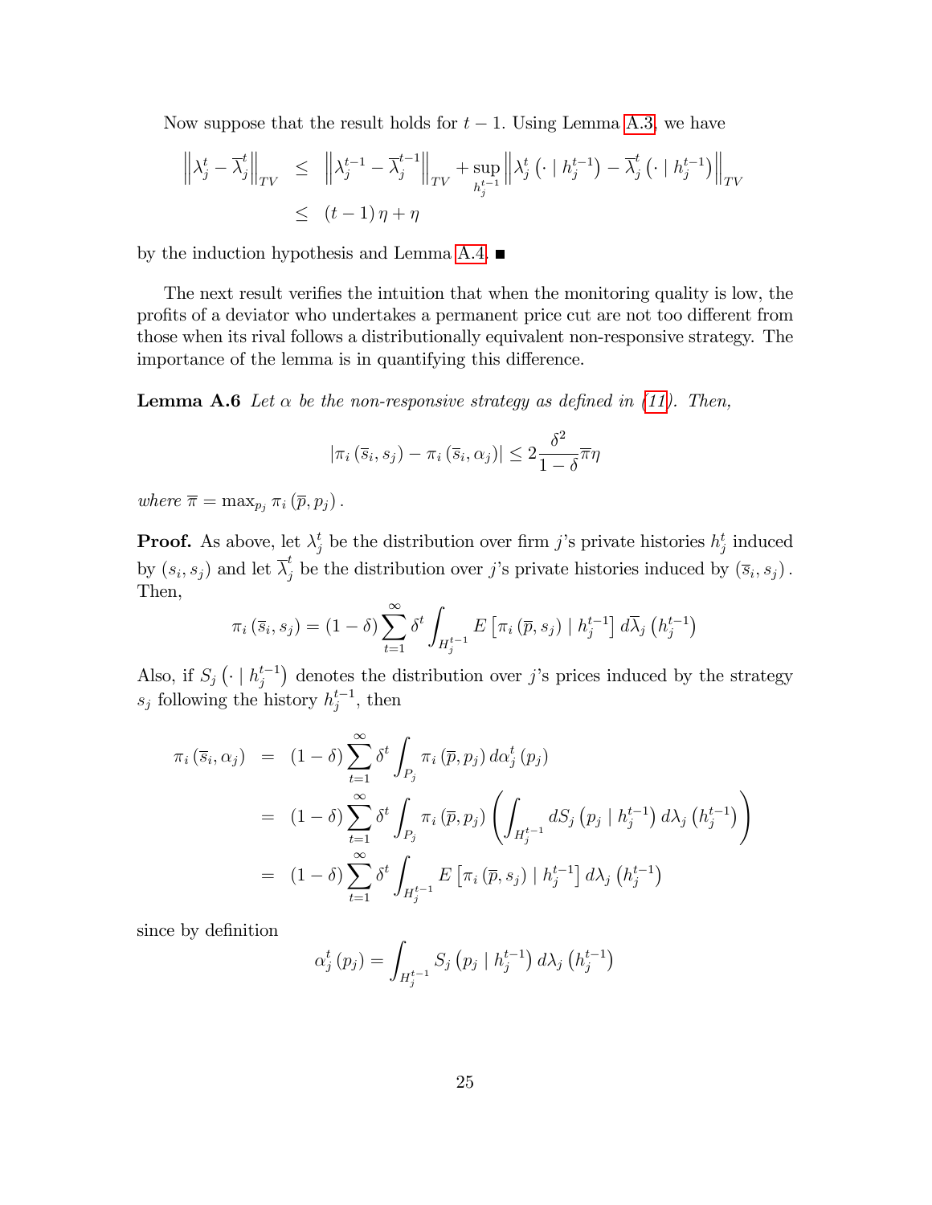Now suppose that the result holds for $t-1$. Using Lemma A.3, we have

$$
\begin{aligned}
\left\|\lambda_j^t - \overline{\lambda}_j^t\right\|_{TV} &\leq \left\|\lambda_j^{t-1} - \overline{\lambda}_j^{t-1}\right\|_{TV} + \sup_{h_j^{t-1}} \left\|\lambda_j^t\left(\cdot \mid h_j^{t-1}\right) - \overline{\lambda}_j^t\left(\cdot \mid h_j^{t-1}\right)\right\|_{TV} \\
&\leq (t-1)\,\eta + \eta
\end{aligned}
$$

by the induction hypothesis and Lemma A.4. ■

The next result verifies the intuition that when the monitoring quality is low, the profits of a deviator who undertakes a permanent price cut are not too different from those when its rival follows a distributionally equivalent non-responsive strategy. The importance of the lemma is in quantifying this difference.

**Lemma A.6** *Let $\alpha$ be the non-responsive strategy as defined in (11). Then,*

$$
\left|\pi_i\left(\overline{s}_i, s_j\right) - \pi_i\left(\overline{s}_i, \alpha_j\right)\right| \leq 2\frac{\delta^2}{1-\delta}\overline{\pi}\eta
$$

*where $\overline{\pi} = \max_{p_j} \pi_i\left(\overline{p}, p_j\right)$.*

**Proof.** As above, let $\lambda_j^t$ be the distribution over firm $j$'s private histories $h_j^t$ induced by $(s_i, s_j)$ and let $\overline{\lambda}_j^t$ be the distribution over $j$'s private histories induced by $\left(\overline{s}_i, s_j\right)$. Then,

$$
\pi_i\left(\overline{s}_i, s_j\right) = (1-\delta)\sum_{t=1}^{\infty}\delta^t \int_{H_j^{t-1}} E\left[\pi_i\left(\overline{p}, s_j\right) \mid h_j^{t-1}\right] d\overline{\lambda}_j\left(h_j^{t-1}\right)
$$

Also, if $S_j\left(\cdot \mid h_j^{t-1}\right)$ denotes the distribution over $j$'s prices induced by the strategy $s_j$ following the history $h_j^{t-1}$, then

$$
\begin{aligned}
\pi_i\left(\overline{s}_i, \alpha_j\right) &= (1-\delta)\sum_{t=1}^{\infty}\delta^t \int_{P_j} \pi_i\left(\overline{p}, p_j\right) d\alpha_j^t\left(p_j\right) \\
&= (1-\delta)\sum_{t=1}^{\infty}\delta^t \int_{P_j} \pi_i\left(\overline{p}, p_j\right) \left(\int_{H_j^{t-1}} dS_j\left(p_j \mid h_j^{t-1}\right) d\lambda_j\left(h_j^{t-1}\right)\right) \\
&= (1-\delta)\sum_{t=1}^{\infty}\delta^t \int_{H_j^{t-1}} E\left[\pi_i\left(\overline{p}, s_j\right) \mid h_j^{t-1}\right] d\lambda_j\left(h_j^{t-1}\right)
\end{aligned}
$$

since by definition

$$
\alpha_j^t\left(p_j\right) = \int_{H_j^{t-1}} S_j\left(p_j \mid h_j^{t-1}\right) d\lambda_j\left(h_j^{t-1}\right)
$$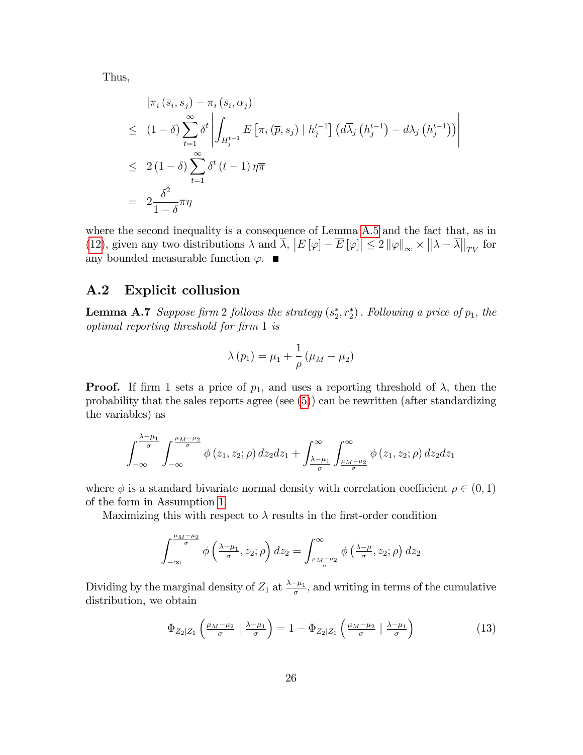Thus,

$$
\begin{aligned}
& \left|\pi_i\left(\overline{s}_i, s_j\right) - \pi_i\left(\overline{s}_i, \alpha_j\right)\right| \\
\leq\ & (1-\delta) \sum_{t=1}^{\infty} \delta^t \left| \int_{H_j^{t-1}} E\left[\pi_i\left(\overline{p}, s_j\right) \mid h_j^{t-1}\right] \left(d\overline{\lambda}_j\left(h_j^{t-1}\right) - d\lambda_j\left(h_j^{t-1}\right)\right) \right| \\
\leq\ & 2(1-\delta) \sum_{t=1}^{\infty} \delta^t (t-1) \eta \overline{\pi} \\
=\ & 2 \frac{\delta^2}{1-\delta} \overline{\pi} \eta
\end{aligned}
$$

where the second inequality is a consequence of Lemma A.5 and the fact that, as in (12), given any two distributions $\lambda$ and $\overline{\lambda}$, $\left|E[\varphi] - \overline{E}[\varphi]\right| \leq 2\|\varphi\|_\infty \times \left\|\lambda - \overline{\lambda}\right\|_{TV}$ for any bounded measurable function $\varphi$. ■

## A.2 Explicit collusion

**Lemma A.7** *Suppose firm 2 follows the strategy $(s_2^*, r_2^*)$. Following a price of $p_1$, the optimal reporting threshold for firm 1 is*

$$
\lambda(p_1) = \mu_1 + \frac{1}{\rho}(\mu_M - \mu_2)
$$

**Proof.** If firm 1 sets a price of $p_1$, and uses a reporting threshold of $\lambda$, then the probability that the sales reports agree (see (5)) can be rewritten (after standardizing the variables) as

$$
\int_{-\infty}^{\frac{\lambda-\mu_1}{\sigma}} \int_{-\infty}^{\frac{\mu_M-\mu_2}{\sigma}} \phi(z_1, z_2; \rho)\, dz_2 dz_1 + \int_{\frac{\lambda-\mu_1}{\sigma}}^{\infty} \int_{\frac{\mu_M-\mu_2}{\sigma}}^{\infty} \phi(z_1, z_2; \rho)\, dz_2 dz_1
$$

where $\phi$ is a standard bivariate normal density with correlation coefficient $\rho \in (0,1)$ of the form in Assumption 1.

Maximizing this with respect to $\lambda$ results in the first-order condition

$$
\int_{-\infty}^{\frac{\mu_M-\mu_2}{\sigma}} \phi\left(\tfrac{\lambda-\mu_1}{\sigma}, z_2; \rho\right) dz_2 = \int_{\frac{\mu_M-\mu_2}{\sigma}}^{\infty} \phi\left(\tfrac{\lambda-\mu}{\sigma}, z_2; \rho\right) dz_2
$$

Dividing by the marginal density of $Z_1$ at $\frac{\lambda-\mu_1}{\sigma}$, and writing in terms of the cumulative distribution, we obtain

$$
\Phi_{Z_2|Z_1}\left(\tfrac{\mu_M-\mu_2}{\sigma} \mid \tfrac{\lambda-\mu_1}{\sigma}\right) = 1 - \Phi_{Z_2|Z_1}\left(\tfrac{\mu_M-\mu_2}{\sigma} \mid \tfrac{\lambda-\mu_1}{\sigma}\right) \tag{13}
$$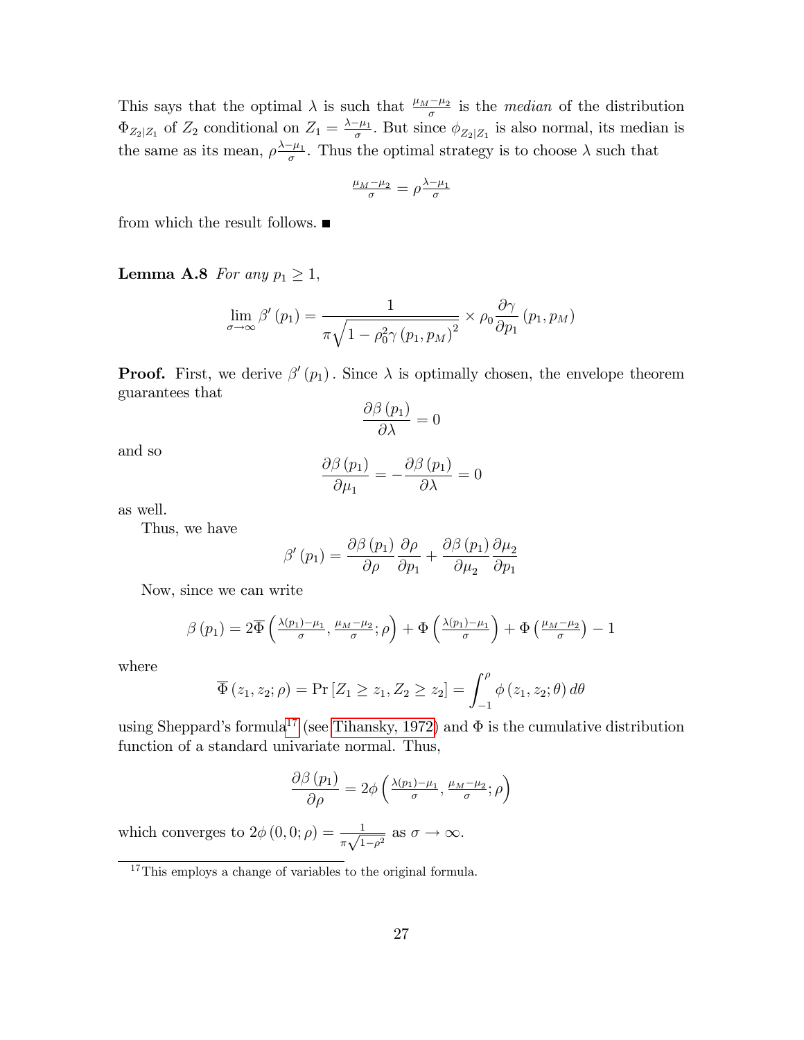This says that the optimal $\lambda$ is such that $\frac{\mu_M - \mu_2}{\sigma}$ is the *median* of the distribution $\Phi_{Z_2|Z_1}$ of $Z_2$ conditional on $Z_1 = \frac{\lambda - \mu_1}{\sigma}$. But since $\phi_{Z_2|Z_1}$ is also normal, its median is the same as its mean, $\rho \frac{\lambda - \mu_1}{\sigma}$. Thus the optimal strategy is to choose $\lambda$ such that

$$\tfrac{\mu_M - \mu_2}{\sigma} = \rho \tfrac{\lambda - \mu_1}{\sigma}$$

from which the result follows. ■

**Lemma A.8** *For any $p_1 \geq 1$,*

$$\lim_{\sigma \to \infty} \beta'(p_1) = \frac{1}{\pi \sqrt{1 - \rho_0^2 \gamma(p_1, p_M)^2}} \times \rho_0 \frac{\partial \gamma}{\partial p_1}(p_1, p_M)$$

**Proof.** First, we derive $\beta'(p_1)$. Since $\lambda$ is optimally chosen, the envelope theorem guarantees that

$$\frac{\partial \beta(p_1)}{\partial \lambda} = 0$$

and so

$$\frac{\partial \beta(p_1)}{\partial \mu_1} = -\frac{\partial \beta(p_1)}{\partial \lambda} = 0$$

as well.

Thus, we have

$$\beta'(p_1) = \frac{\partial \beta(p_1)}{\partial \rho} \frac{\partial \rho}{\partial p_1} + \frac{\partial \beta(p_1)}{\partial \mu_2} \frac{\partial \mu_2}{\partial p_1}$$

Now, since we can write

$$\beta(p_1) = 2\overline{\Phi}\left(\tfrac{\lambda(p_1) - \mu_1}{\sigma}, \tfrac{\mu_M - \mu_2}{\sigma}; \rho\right) + \Phi\left(\tfrac{\lambda(p_1) - \mu_1}{\sigma}\right) + \Phi\left(\tfrac{\mu_M - \mu_2}{\sigma}\right) - 1$$

where

$$\overline{\Phi}(z_1, z_2; \rho) = \Pr[Z_1 \geq z_1, Z_2 \geq z_2] = \int_{-1}^{\rho} \phi(z_1, z_2; \theta)\, d\theta$$

using Sheppard's formula[17] (see Tihansky, 1972) and $\Phi$ is the cumulative distribution function of a standard univariate normal. Thus,

$$\frac{\partial \beta(p_1)}{\partial \rho} = 2\phi\left(\tfrac{\lambda(p_1) - \mu_1}{\sigma}, \tfrac{\mu_M - \mu_2}{\sigma}; \rho\right)$$

which converges to $2\phi(0, 0; \rho) = \frac{1}{\pi\sqrt{1-\rho^2}}$ as $\sigma \to \infty$.

[17] This employs a change of variables to the original formula.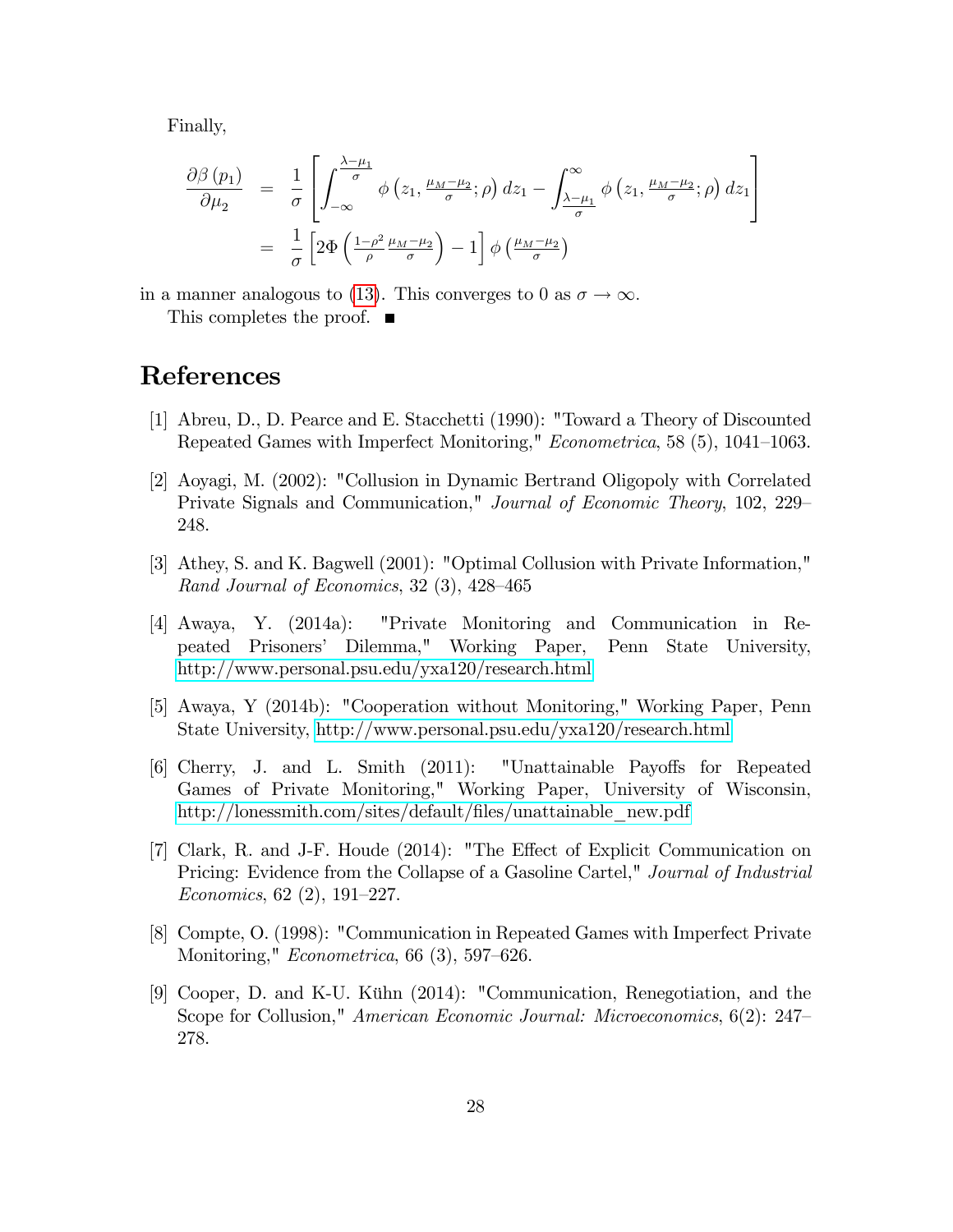Finally,

$$
\begin{aligned}
\frac{\partial \beta(p_1)}{\partial \mu_2} &= \frac{1}{\sigma}\left[\int_{-\infty}^{\frac{\lambda-\mu_1}{\sigma}} \phi\left(z_1, \tfrac{\mu_M-\mu_2}{\sigma}; \rho\right) dz_1 - \int_{\frac{\lambda-\mu_1}{\sigma}}^{\infty} \phi\left(z_1, \tfrac{\mu_M-\mu_2}{\sigma}; \rho\right) dz_1\right] \\
&= \frac{1}{\sigma}\left[2\Phi\left(\tfrac{1-\rho^2}{\rho}\tfrac{\mu_M-\mu_2}{\sigma}\right) - 1\right]\phi\left(\tfrac{\mu_M-\mu_2}{\sigma}\right)
\end{aligned}
$$

in a manner analogous to (13). This converges to 0 as $\sigma \to \infty$.

This completes the proof. ∎

# References

[1] Abreu, D., D. Pearce and E. Stacchetti (1990): "Toward a Theory of Discounted Repeated Games with Imperfect Monitoring," *Econometrica*, 58 (5), 1041–1063.

[2] Aoyagi, M. (2002): "Collusion in Dynamic Bertrand Oligopoly with Correlated Private Signals and Communication," *Journal of Economic Theory*, 102, 229–248.

[3] Athey, S. and K. Bagwell (2001): "Optimal Collusion with Private Information," *Rand Journal of Economics*, 32 (3), 428–465

[4] Awaya, Y. (2014a): "Private Monitoring and Communication in Repeated Prisoners' Dilemma," Working Paper, Penn State University, http://www.personal.psu.edu/yxa120/research.html

[5] Awaya, Y (2014b): "Cooperation without Monitoring," Working Paper, Penn State University, http://www.personal.psu.edu/yxa120/research.html

[6] Cherry, J. and L. Smith (2011): "Unattainable Payoffs for Repeated Games of Private Monitoring," Working Paper, University of Wisconsin, http://lonessmith.com/sites/default/files/unattainable_new.pdf

[7] Clark, R. and J-F. Houde (2014): "The Effect of Explicit Communication on Pricing: Evidence from the Collapse of a Gasoline Cartel," *Journal of Industrial Economics*, 62 (2), 191–227.

[8] Compte, O. (1998): "Communication in Repeated Games with Imperfect Private Monitoring," *Econometrica*, 66 (3), 597–626.

[9] Cooper, D. and K-U. Kühn (2014): "Communication, Renegotiation, and the Scope for Collusion," *American Economic Journal: Microeconomics*, 6(2): 247–278.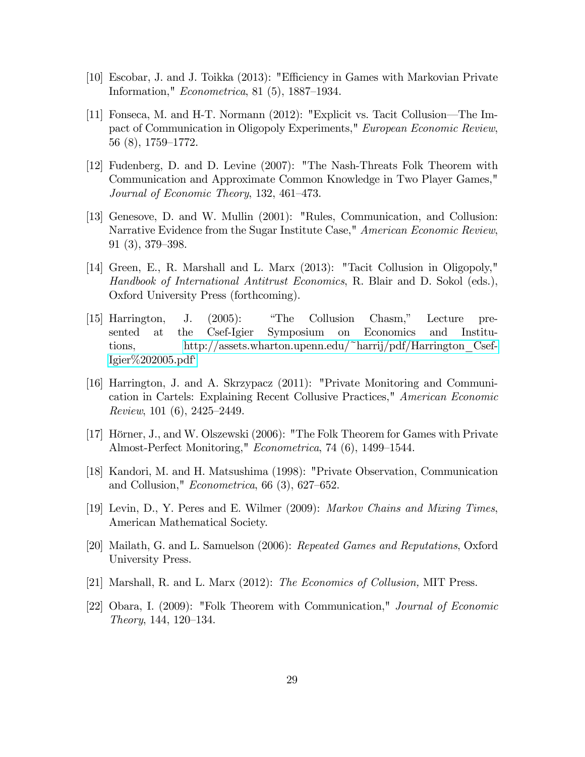[10] Escobar, J. and J. Toikka (2013): "Efficiency in Games with Markovian Private Information," *Econometrica*, 81 (5), 1887–1934.

[11] Fonseca, M. and H-T. Normann (2012): "Explicit vs. Tacit Collusion—The Impact of Communication in Oligopoly Experiments," *European Economic Review*, 56 (8), 1759–1772.

[12] Fudenberg, D. and D. Levine (2007): "The Nash-Threats Folk Theorem with Communication and Approximate Common Knowledge in Two Player Games," *Journal of Economic Theory*, 132, 461–473.

[13] Genesove, D. and W. Mullin (2001): "Rules, Communication, and Collusion: Narrative Evidence from the Sugar Institute Case," *American Economic Review*, 91 (3), 379–398.

[14] Green, E., R. Marshall and L. Marx (2013): "Tacit Collusion in Oligopoly," *Handbook of International Antitrust Economics*, R. Blair and D. Sokol (eds.), Oxford University Press (forthcoming).

[15] Harrington, J. (2005): "The Collusion Chasm," Lecture presented at the Csef-Igier Symposium on Economics and Institutions, http://assets.wharton.upenn.edu/~harrij/pdf/Harrington_Csef-Igier%202005.pdf

[16] Harrington, J. and A. Skrzypacz (2011): "Private Monitoring and Communication in Cartels: Explaining Recent Collusive Practices," *American Economic Review*, 101 (6), 2425–2449.

[17] Hörner, J., and W. Olszewski (2006): "The Folk Theorem for Games with Private Almost-Perfect Monitoring," *Econometrica*, 74 (6), 1499–1544.

[18] Kandori, M. and H. Matsushima (1998): "Private Observation, Communication and Collusion," *Econometrica*, 66 (3), 627–652.

[19] Levin, D., Y. Peres and E. Wilmer (2009): *Markov Chains and Mixing Times*, American Mathematical Society.

[20] Mailath, G. and L. Samuelson (2006): *Repeated Games and Reputations*, Oxford University Press.

[21] Marshall, R. and L. Marx (2012): *The Economics of Collusion,* MIT Press.

[22] Obara, I. (2009): "Folk Theorem with Communication," *Journal of Economic Theory*, 144, 120–134.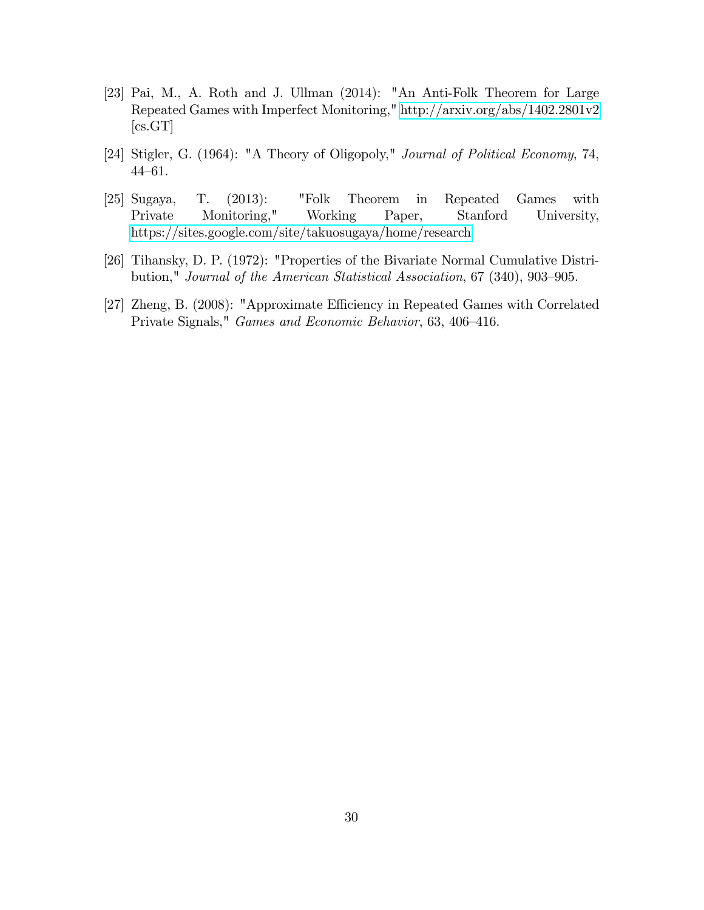[23] Pai, M., A. Roth and J. Ullman (2014): "An Anti-Folk Theorem for Large Repeated Games with Imperfect Monitoring," http://arxiv.org/abs/1402.2801v2 [cs.GT]

[24] Stigler, G. (1964): "A Theory of Oligopoly," *Journal of Political Economy*, 74, 44–61.

[25] Sugaya, T. (2013): "Folk Theorem in Repeated Games with Private Monitoring," Working Paper, Stanford University, https://sites.google.com/site/takuosugaya/home/research

[26] Tihansky, D. P. (1972): "Properties of the Bivariate Normal Cumulative Distribution," *Journal of the American Statistical Association*, 67 (340), 903–905.

[27] Zheng, B. (2008): "Approximate Efficiency in Repeated Games with Correlated Private Signals," *Games and Economic Behavior*, 63, 406–416.